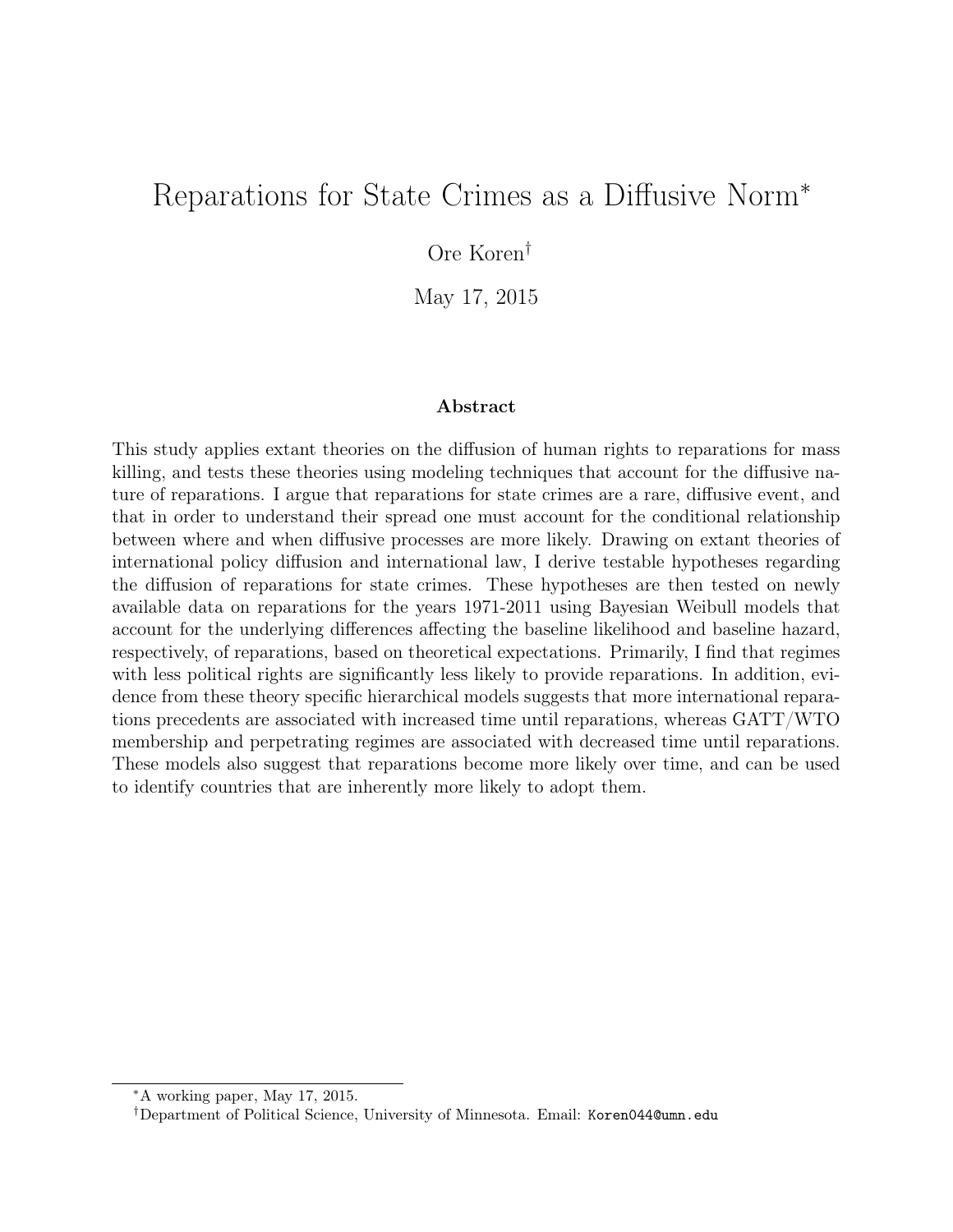# Reparations for State Crimes as a Diffusive Norm*

Ore Koren†

May 17, 2015

### Abstract

This study applies extant theories on the diffusion of human rights to reparations for mass killing, and tests these theories using modeling techniques that account for the diffusive nature of reparations. I argue that reparations for state crimes are a rare, diffusive event, and that in order to understand their spread one must account for the conditional relationship between where and when diffusive processes are more likely. Drawing on extant theories of international policy diffusion and international law, I derive testable hypotheses regarding the diffusion of reparations for state crimes. These hypotheses are then tested on newly available data on reparations for the years 1971-2011 using Bayesian Weibull models that account for the underlying differences affecting the baseline likelihood and baseline hazard, respectively, of reparations, based on theoretical expectations. Primarily, I find that regimes with less political rights are significantly less likely to provide reparations. In addition, evidence from these theory specific hierarchical models suggests that more international reparations precedents are associated with increased time until reparations, whereas GATT/WTO membership and perpetrating regimes are associated with decreased time until reparations. These models also suggest that reparations become more likely over time, and can be used to identify countries that are inherently more likely to adopt them.

---

*A working paper, May 17, 2015.

†Department of Political Science, University of Minnesota. Email: Koren044@umn.edu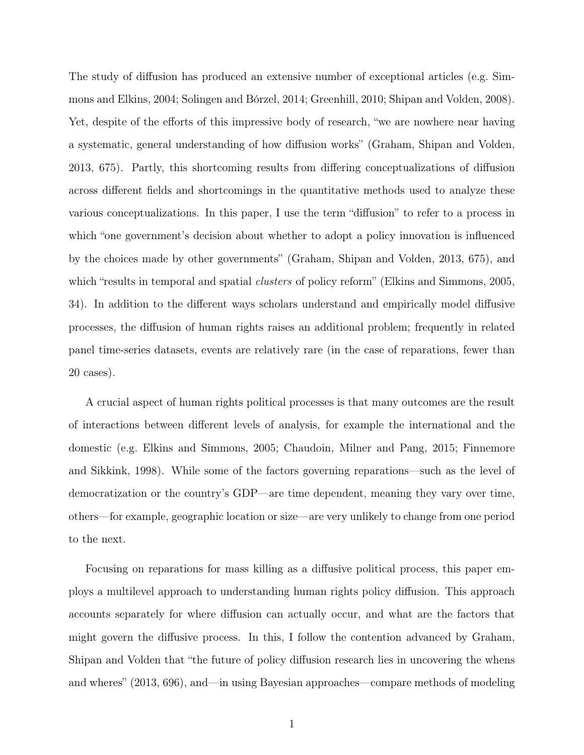The study of diffusion has produced an extensive number of exceptional articles (e.g. Simmons and Elkins, 2004; Solingen and Börzel, 2014; Greenhill, 2010; Shipan and Volden, 2008). Yet, despite of the efforts of this impressive body of research, "we are nowhere near having a systematic, general understanding of how diffusion works" (Graham, Shipan and Volden, 2013, 675). Partly, this shortcoming results from differing conceptualizations of diffusion across different fields and shortcomings in the quantitative methods used to analyze these various conceptualizations. In this paper, I use the term "diffusion" to refer to a process in which "one government's decision about whether to adopt a policy innovation is influenced by the choices made by other governments" (Graham, Shipan and Volden, 2013, 675), and which "results in temporal and spatial *clusters* of policy reform" (Elkins and Simmons, 2005, 34). In addition to the different ways scholars understand and empirically model diffusive processes, the diffusion of human rights raises an additional problem; frequently in related panel time-series datasets, events are relatively rare (in the case of reparations, fewer than 20 cases).

A crucial aspect of human rights political processes is that many outcomes are the result of interactions between different levels of analysis, for example the international and the domestic (e.g. Elkins and Simmons, 2005; Chaudoin, Milner and Pang, 2015; Finnemore and Sikkink, 1998). While some of the factors governing reparations—such as the level of democratization or the country's GDP—are time dependent, meaning they vary over time, others—for example, geographic location or size—are very unlikely to change from one period to the next.

Focusing on reparations for mass killing as a diffusive political process, this paper employs a multilevel approach to understanding human rights policy diffusion. This approach accounts separately for where diffusion can actually occur, and what are the factors that might govern the diffusive process. In this, I follow the contention advanced by Graham, Shipan and Volden that "the future of policy diffusion research lies in uncovering the whens and wheres" (2013, 696), and—in using Bayesian approaches—compare methods of modeling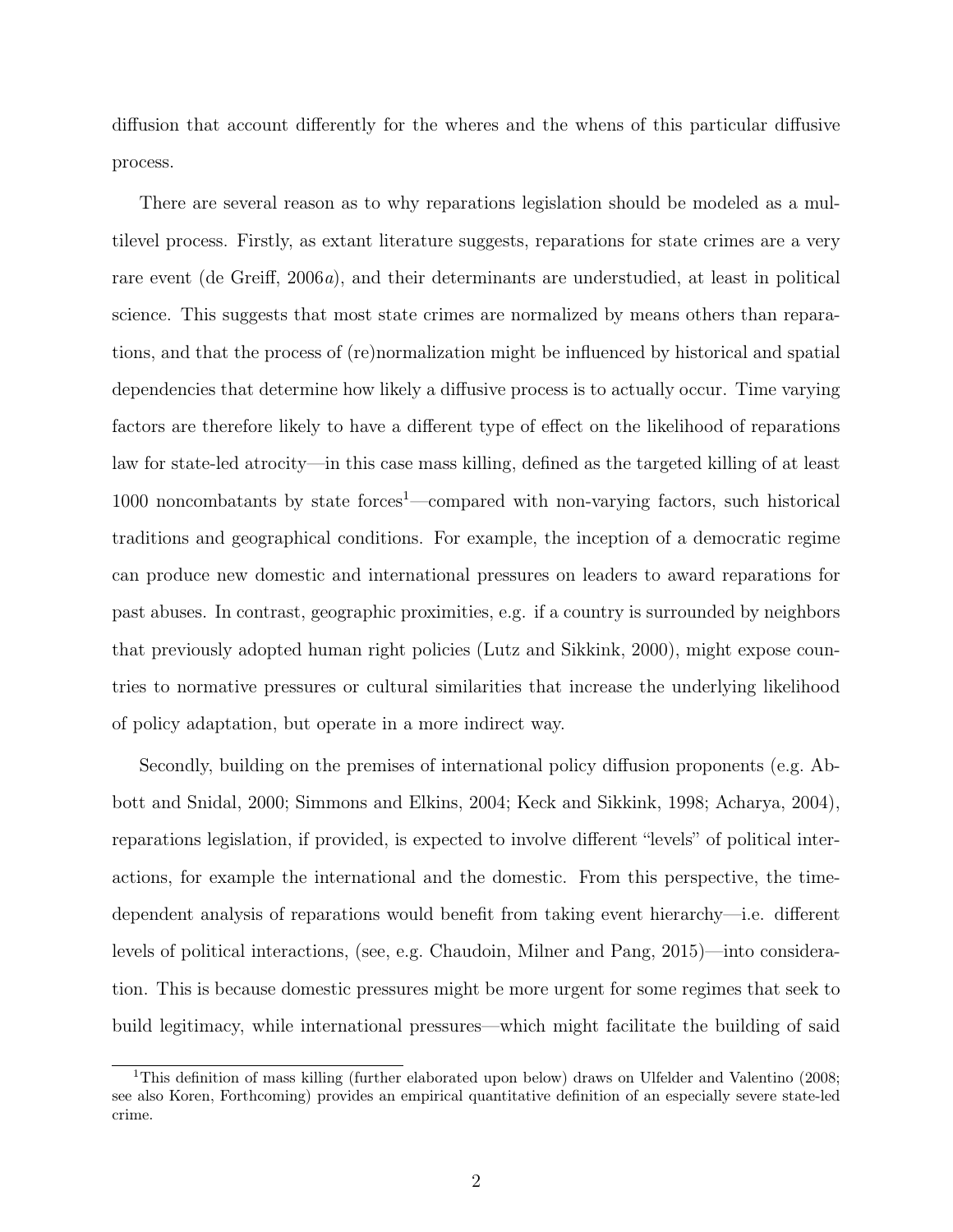diffusion that account differently for the wheres and the whens of this particular diffusive process.

There are several reason as to why reparations legislation should be modeled as a multilevel process. Firstly, as extant literature suggests, reparations for state crimes are a very rare event (de Greiff, 2006*a*), and their determinants are understudied, at least in political science. This suggests that most state crimes are normalized by means others than reparations, and that the process of (re)normalization might be influenced by historical and spatial dependencies that determine how likely a diffusive process is to actually occur. Time varying factors are therefore likely to have a different type of effect on the likelihood of reparations law for state-led atrocity—in this case mass killing, defined as the targeted killing of at least 1000 noncombatants by state forces[1]—compared with non-varying factors, such historical traditions and geographical conditions. For example, the inception of a democratic regime can produce new domestic and international pressures on leaders to award reparations for past abuses. In contrast, geographic proximities, e.g. if a country is surrounded by neighbors that previously adopted human right policies (Lutz and Sikkink, 2000), might expose countries to normative pressures or cultural similarities that increase the underlying likelihood of policy adaptation, but operate in a more indirect way.

Secondly, building on the premises of international policy diffusion proponents (e.g. Abbott and Snidal, 2000; Simmons and Elkins, 2004; Keck and Sikkink, 1998; Acharya, 2004), reparations legislation, if provided, is expected to involve different "levels" of political interactions, for example the international and the domestic. From this perspective, the time-dependent analysis of reparations would benefit from taking event hierarchy—i.e. different levels of political interactions, (see, e.g. Chaudoin, Milner and Pang, 2015)—into consideration. This is because domestic pressures might be more urgent for some regimes that seek to build legitimacy, while international pressures—which might facilitate the building of said

[1] This definition of mass killing (further elaborated upon below) draws on Ulfelder and Valentino (2008; see also Koren, Forthcoming) provides an empirical quantitative definition of an especially severe state-led crime.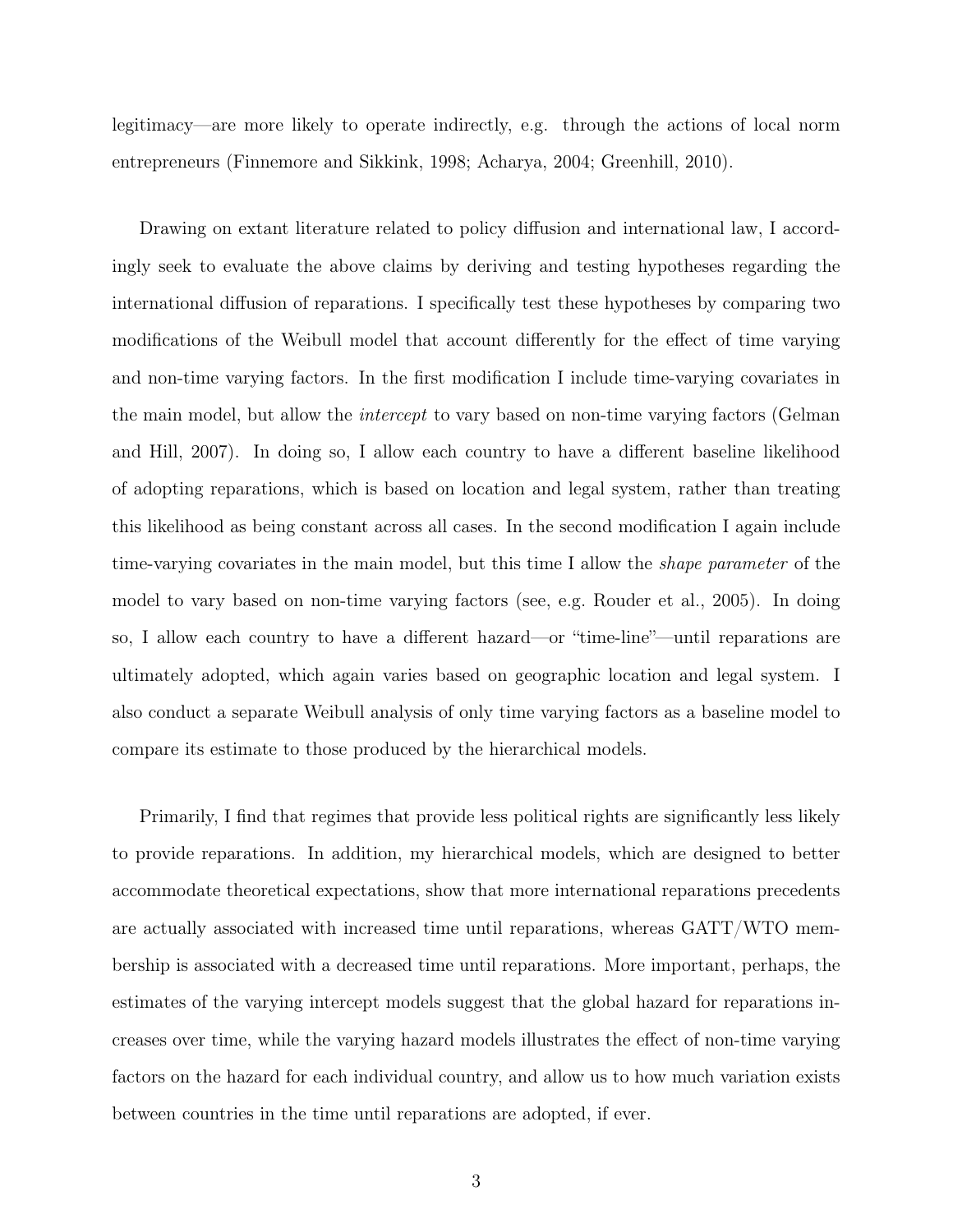legitimacy—are more likely to operate indirectly, e.g. through the actions of local norm entrepreneurs (Finnemore and Sikkink, 1998; Acharya, 2004; Greenhill, 2010).

Drawing on extant literature related to policy diffusion and international law, I accordingly seek to evaluate the above claims by deriving and testing hypotheses regarding the international diffusion of reparations. I specifically test these hypotheses by comparing two modifications of the Weibull model that account differently for the effect of time varying and non-time varying factors. In the first modification I include time-varying covariates in the main model, but allow the *intercept* to vary based on non-time varying factors (Gelman and Hill, 2007). In doing so, I allow each country to have a different baseline likelihood of adopting reparations, which is based on location and legal system, rather than treating this likelihood as being constant across all cases. In the second modification I again include time-varying covariates in the main model, but this time I allow the *shape parameter* of the model to vary based on non-time varying factors (see, e.g. Rouder et al., 2005). In doing so, I allow each country to have a different hazard—or "time-line"—until reparations are ultimately adopted, which again varies based on geographic location and legal system. I also conduct a separate Weibull analysis of only time varying factors as a baseline model to compare its estimate to those produced by the hierarchical models.

Primarily, I find that regimes that provide less political rights are significantly less likely to provide reparations. In addition, my hierarchical models, which are designed to better accommodate theoretical expectations, show that more international reparations precedents are actually associated with increased time until reparations, whereas GATT/WTO membership is associated with a decreased time until reparations. More important, perhaps, the estimates of the varying intercept models suggest that the global hazard for reparations increases over time, while the varying hazard models illustrates the effect of non-time varying factors on the hazard for each individual country, and allow us to how much variation exists between countries in the time until reparations are adopted, if ever.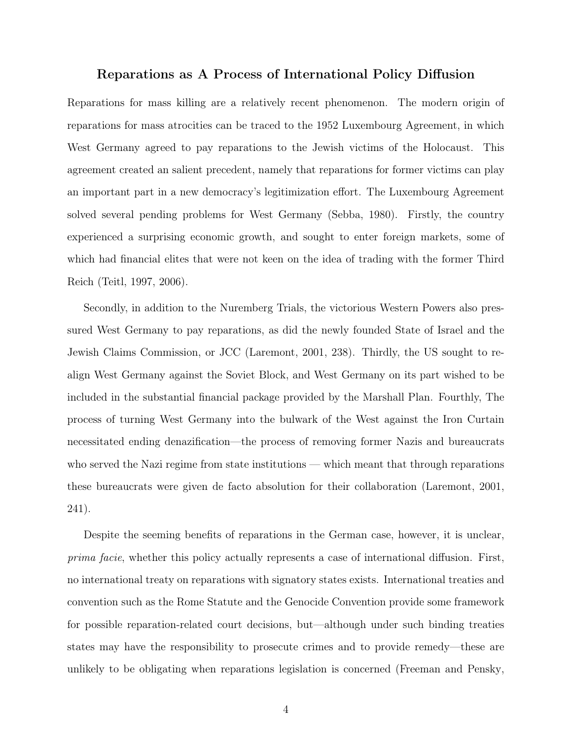## Reparations as A Process of International Policy Diffusion

Reparations for mass killing are a relatively recent phenomenon. The modern origin of reparations for mass atrocities can be traced to the 1952 Luxembourg Agreement, in which West Germany agreed to pay reparations to the Jewish victims of the Holocaust. This agreement created an salient precedent, namely that reparations for former victims can play an important part in a new democracy's legitimization effort. The Luxembourg Agreement solved several pending problems for West Germany (Sebba, 1980). Firstly, the country experienced a surprising economic growth, and sought to enter foreign markets, some of which had financial elites that were not keen on the idea of trading with the former Third Reich (Teitl, 1997, 2006).

Secondly, in addition to the Nuremberg Trials, the victorious Western Powers also pressured West Germany to pay reparations, as did the newly founded State of Israel and the Jewish Claims Commission, or JCC (Laremont, 2001, 238). Thirdly, the US sought to realign West Germany against the Soviet Block, and West Germany on its part wished to be included in the substantial financial package provided by the Marshall Plan. Fourthly, The process of turning West Germany into the bulwark of the West against the Iron Curtain necessitated ending denazification—the process of removing former Nazis and bureaucrats who served the Nazi regime from state institutions — which meant that through reparations these bureaucrats were given de facto absolution for their collaboration (Laremont, 2001, 241).

Despite the seeming benefits of reparations in the German case, however, it is unclear, *prima facie*, whether this policy actually represents a case of international diffusion. First, no international treaty on reparations with signatory states exists. International treaties and convention such as the Rome Statute and the Genocide Convention provide some framework for possible reparation-related court decisions, but—although under such binding treaties states may have the responsibility to prosecute crimes and to provide remedy—these are unlikely to be obligating when reparations legislation is concerned (Freeman and Pensky,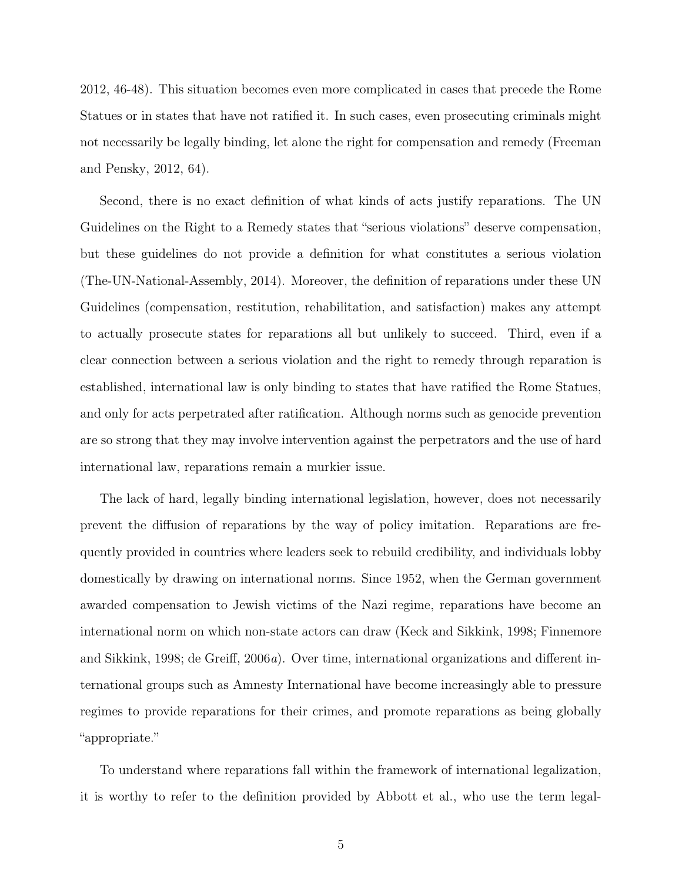2012, 46-48). This situation becomes even more complicated in cases that precede the Rome Statues or in states that have not ratified it. In such cases, even prosecuting criminals might not necessarily be legally binding, let alone the right for compensation and remedy (Freeman and Pensky, 2012, 64).

Second, there is no exact definition of what kinds of acts justify reparations. The UN Guidelines on the Right to a Remedy states that "serious violations" deserve compensation, but these guidelines do not provide a definition for what constitutes a serious violation (The-UN-National-Assembly, 2014). Moreover, the definition of reparations under these UN Guidelines (compensation, restitution, rehabilitation, and satisfaction) makes any attempt to actually prosecute states for reparations all but unlikely to succeed. Third, even if a clear connection between a serious violation and the right to remedy through reparation is established, international law is only binding to states that have ratified the Rome Statues, and only for acts perpetrated after ratification. Although norms such as genocide prevention are so strong that they may involve intervention against the perpetrators and the use of hard international law, reparations remain a murkier issue.

The lack of hard, legally binding international legislation, however, does not necessarily prevent the diffusion of reparations by the way of policy imitation. Reparations are frequently provided in countries where leaders seek to rebuild credibility, and individuals lobby domestically by drawing on international norms. Since 1952, when the German government awarded compensation to Jewish victims of the Nazi regime, reparations have become an international norm on which non-state actors can draw (Keck and Sikkink, 1998; Finnemore and Sikkink, 1998; de Greiff, 2006*a*). Over time, international organizations and different international groups such as Amnesty International have become increasingly able to pressure regimes to provide reparations for their crimes, and promote reparations as being globally "appropriate."

To understand where reparations fall within the framework of international legalization, it is worthy to refer to the definition provided by Abbott et al., who use the term legal-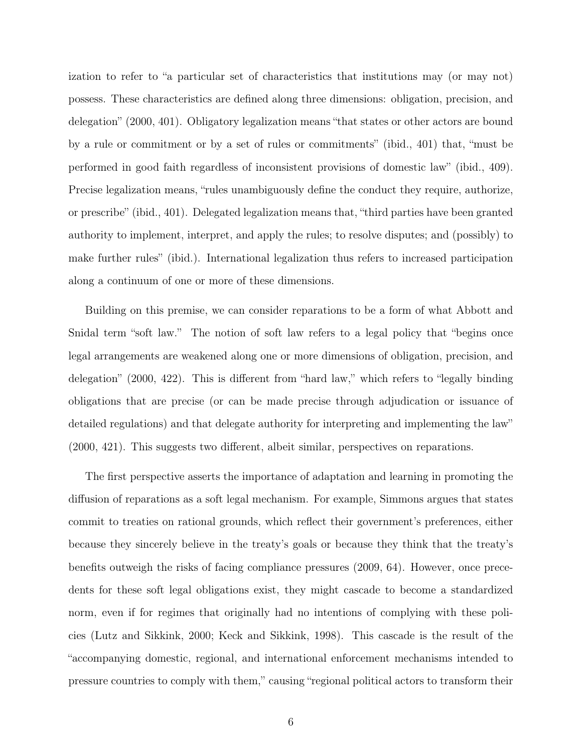ization to refer to "a particular set of characteristics that institutions may (or may not) possess. These characteristics are defined along three dimensions: obligation, precision, and delegation" (2000, 401). Obligatory legalization means "that states or other actors are bound by a rule or commitment or by a set of rules or commitments" (ibid., 401) that, "must be performed in good faith regardless of inconsistent provisions of domestic law" (ibid., 409). Precise legalization means, "rules unambiguously define the conduct they require, authorize, or prescribe" (ibid., 401). Delegated legalization means that, "third parties have been granted authority to implement, interpret, and apply the rules; to resolve disputes; and (possibly) to make further rules" (ibid.). International legalization thus refers to increased participation along a continuum of one or more of these dimensions.

Building on this premise, we can consider reparations to be a form of what Abbott and Snidal term "soft law." The notion of soft law refers to a legal policy that "begins once legal arrangements are weakened along one or more dimensions of obligation, precision, and delegation" (2000, 422). This is different from "hard law," which refers to "legally binding obligations that are precise (or can be made precise through adjudication or issuance of detailed regulations) and that delegate authority for interpreting and implementing the law" (2000, 421). This suggests two different, albeit similar, perspectives on reparations.

The first perspective asserts the importance of adaptation and learning in promoting the diffusion of reparations as a soft legal mechanism. For example, Simmons argues that states commit to treaties on rational grounds, which reflect their government's preferences, either because they sincerely believe in the treaty's goals or because they think that the treaty's benefits outweigh the risks of facing compliance pressures (2009, 64). However, once precedents for these soft legal obligations exist, they might cascade to become a standardized norm, even if for regimes that originally had no intentions of complying with these policies (Lutz and Sikkink, 2000; Keck and Sikkink, 1998). This cascade is the result of the "accompanying domestic, regional, and international enforcement mechanisms intended to pressure countries to comply with them," causing "regional political actors to transform their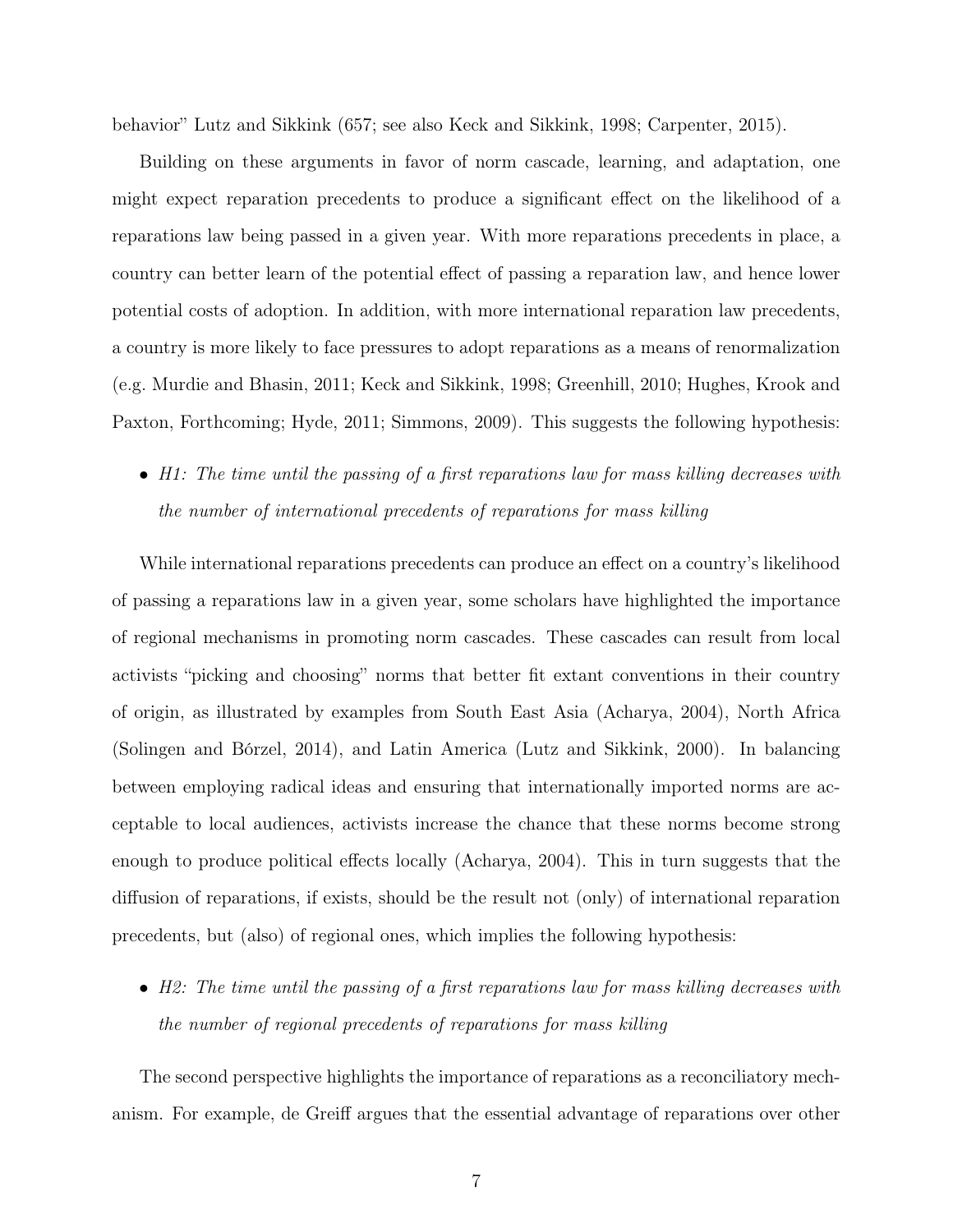behavior" Lutz and Sikkink (657; see also Keck and Sikkink, 1998; Carpenter, 2015).

Building on these arguments in favor of norm cascade, learning, and adaptation, one might expect reparation precedents to produce a significant effect on the likelihood of a reparations law being passed in a given year. With more reparations precedents in place, a country can better learn of the potential effect of passing a reparation law, and hence lower potential costs of adoption. In addition, with more international reparation law precedents, a country is more likely to face pressures to adopt reparations as a means of renormalization (e.g. Murdie and Bhasin, 2011; Keck and Sikkink, 1998; Greenhill, 2010; Hughes, Krook and Paxton, Forthcoming; Hyde, 2011; Simmons, 2009). This suggests the following hypothesis:

- *H1: The time until the passing of a first reparations law for mass killing decreases with the number of international precedents of reparations for mass killing*

While international reparations precedents can produce an effect on a country's likelihood of passing a reparations law in a given year, some scholars have highlighted the importance of regional mechanisms in promoting norm cascades. These cascades can result from local activists "picking and choosing" norms that better fit extant conventions in their country of origin, as illustrated by examples from South East Asia (Acharya, 2004), North Africa (Solingen and Bórzel, 2014), and Latin America (Lutz and Sikkink, 2000). In balancing between employing radical ideas and ensuring that internationally imported norms are acceptable to local audiences, activists increase the chance that these norms become strong enough to produce political effects locally (Acharya, 2004). This in turn suggests that the diffusion of reparations, if exists, should be the result not (only) of international reparation precedents, but (also) of regional ones, which implies the following hypothesis:

- *H2: The time until the passing of a first reparations law for mass killing decreases with the number of regional precedents of reparations for mass killing*

The second perspective highlights the importance of reparations as a reconciliatory mechanism. For example, de Greiff argues that the essential advantage of reparations over other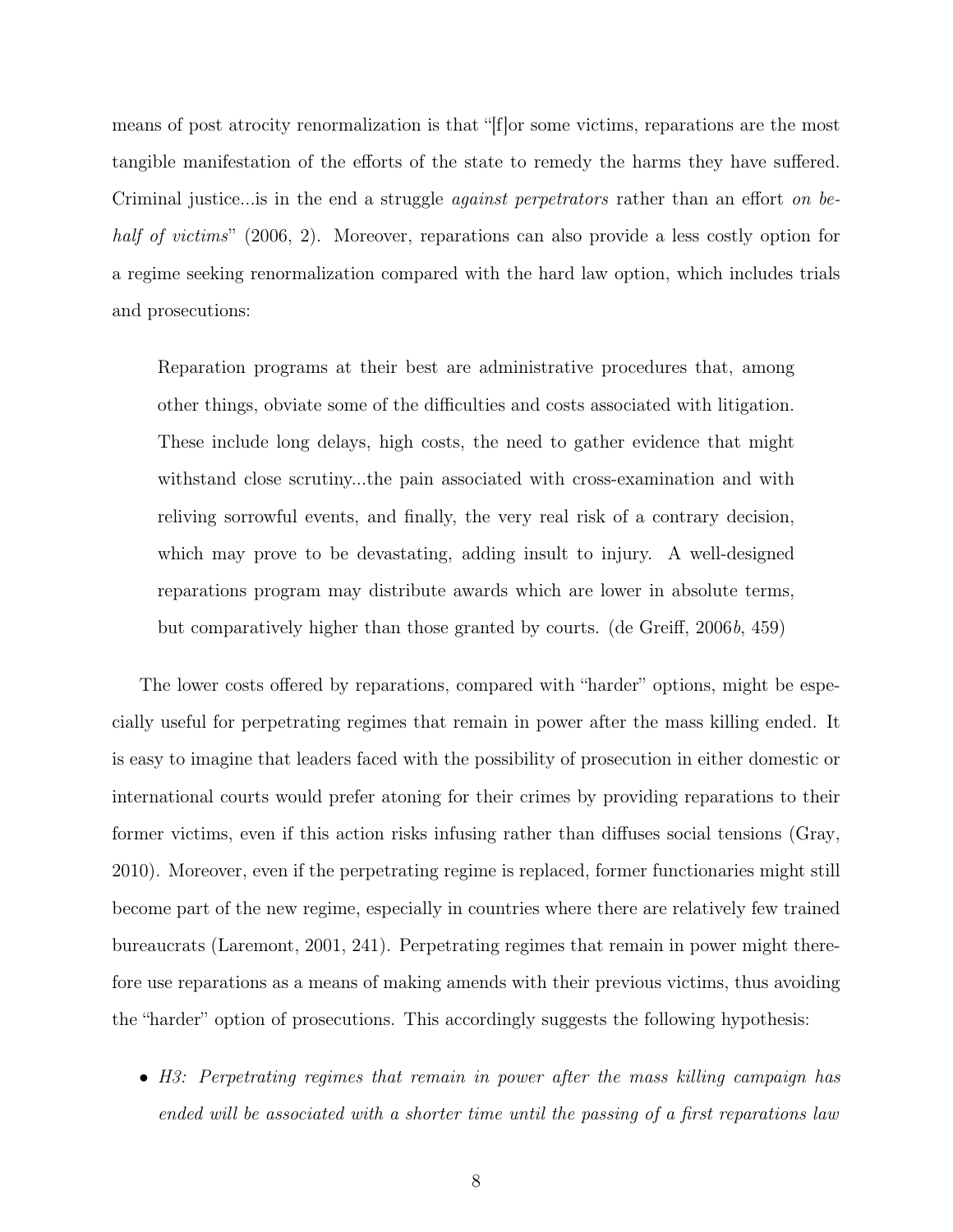means of post atrocity renormalization is that "[f]or some victims, reparations are the most tangible manifestation of the efforts of the state to remedy the harms they have suffered. Criminal justice...is in the end a struggle *against perpetrators* rather than an effort *on behalf of victims*" (2006, 2). Moreover, reparations can also provide a less costly option for a regime seeking renormalization compared with the hard law option, which includes trials and prosecutions:

> Reparation programs at their best are administrative procedures that, among other things, obviate some of the difficulties and costs associated with litigation. These include long delays, high costs, the need to gather evidence that might withstand close scrutiny...the pain associated with cross-examination and with reliving sorrowful events, and finally, the very real risk of a contrary decision, which may prove to be devastating, adding insult to injury. A well-designed reparations program may distribute awards which are lower in absolute terms, but comparatively higher than those granted by courts. (de Greiff, 2006*b*, 459)

The lower costs offered by reparations, compared with "harder" options, might be especially useful for perpetrating regimes that remain in power after the mass killing ended. It is easy to imagine that leaders faced with the possibility of prosecution in either domestic or international courts would prefer atoning for their crimes by providing reparations to their former victims, even if this action risks infusing rather than diffuses social tensions (Gray, 2010). Moreover, even if the perpetrating regime is replaced, former functionaries might still become part of the new regime, especially in countries where there are relatively few trained bureaucrats (Laremont, 2001, 241). Perpetrating regimes that remain in power might therefore use reparations as a means of making amends with their previous victims, thus avoiding the "harder" option of prosecutions. This accordingly suggests the following hypothesis:

- *H3: Perpetrating regimes that remain in power after the mass killing campaign has ended will be associated with a shorter time until the passing of a first reparations law*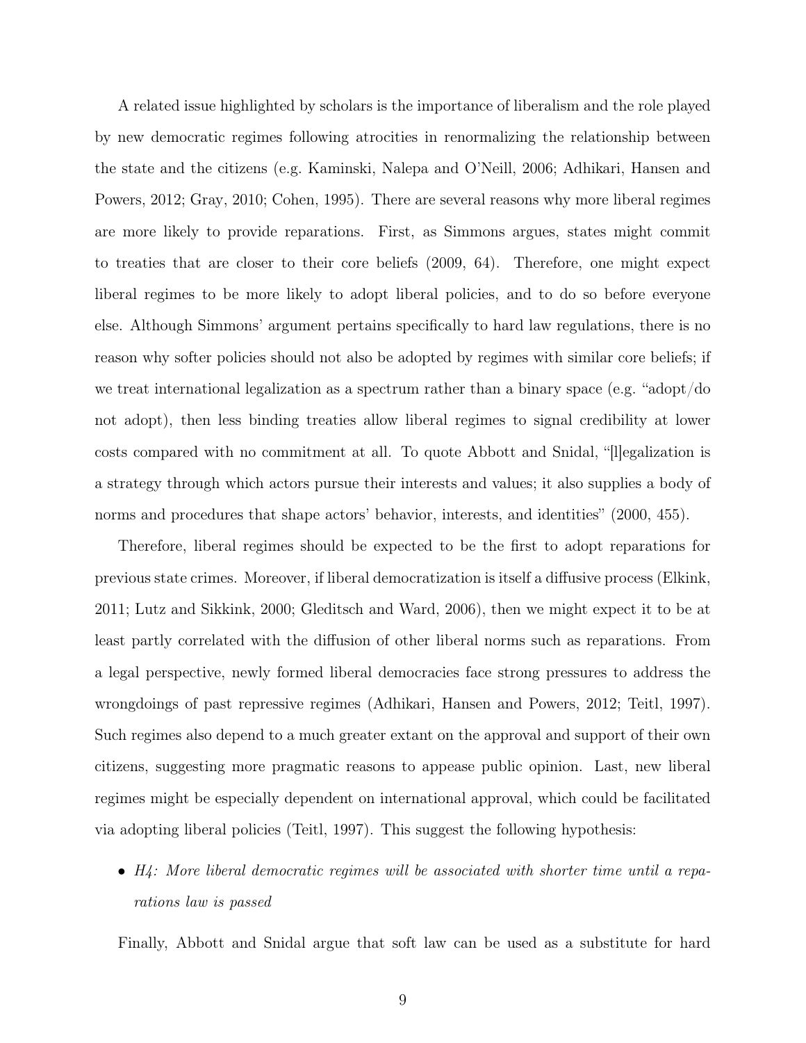A related issue highlighted by scholars is the importance of liberalism and the role played by new democratic regimes following atrocities in renormalizing the relationship between the state and the citizens (e.g. Kaminski, Nalepa and O'Neill, 2006; Adhikari, Hansen and Powers, 2012; Gray, 2010; Cohen, 1995). There are several reasons why more liberal regimes are more likely to provide reparations. First, as Simmons argues, states might commit to treaties that are closer to their core beliefs (2009, 64). Therefore, one might expect liberal regimes to be more likely to adopt liberal policies, and to do so before everyone else. Although Simmons' argument pertains specifically to hard law regulations, there is no reason why softer policies should not also be adopted by regimes with similar core beliefs; if we treat international legalization as a spectrum rather than a binary space (e.g. "adopt/do not adopt), then less binding treaties allow liberal regimes to signal credibility at lower costs compared with no commitment at all. To quote Abbott and Snidal, "[l]egalization is a strategy through which actors pursue their interests and values; it also supplies a body of norms and procedures that shape actors' behavior, interests, and identities" (2000, 455).

Therefore, liberal regimes should be expected to be the first to adopt reparations for previous state crimes. Moreover, if liberal democratization is itself a diffusive process (Elkink, 2011; Lutz and Sikkink, 2000; Gleditsch and Ward, 2006), then we might expect it to be at least partly correlated with the diffusion of other liberal norms such as reparations. From a legal perspective, newly formed liberal democracies face strong pressures to address the wrongdoings of past repressive regimes (Adhikari, Hansen and Powers, 2012; Teitl, 1997). Such regimes also depend to a much greater extant on the approval and support of their own citizens, suggesting more pragmatic reasons to appease public opinion. Last, new liberal regimes might be especially dependent on international approval, which could be facilitated via adopting liberal policies (Teitl, 1997). This suggest the following hypothesis:

- *H4: More liberal democratic regimes will be associated with shorter time until a reparations law is passed*

Finally, Abbott and Snidal argue that soft law can be used as a substitute for hard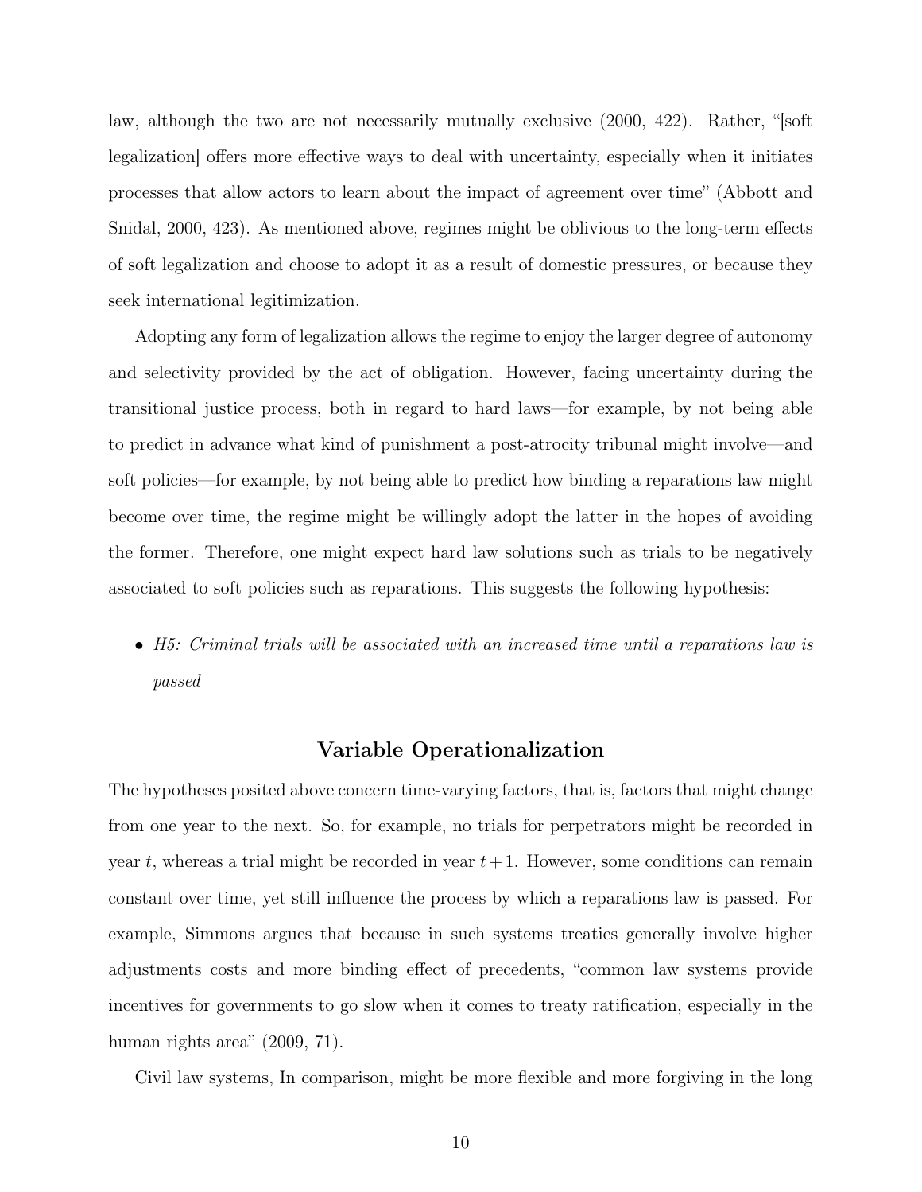law, although the two are not necessarily mutually exclusive (2000, 422). Rather, "[soft legalization] offers more effective ways to deal with uncertainty, especially when it initiates processes that allow actors to learn about the impact of agreement over time" (Abbott and Snidal, 2000, 423). As mentioned above, regimes might be oblivious to the long-term effects of soft legalization and choose to adopt it as a result of domestic pressures, or because they seek international legitimization.

Adopting any form of legalization allows the regime to enjoy the larger degree of autonomy and selectivity provided by the act of obligation. However, facing uncertainty during the transitional justice process, both in regard to hard laws—for example, by not being able to predict in advance what kind of punishment a post-atrocity tribunal might involve—and soft policies—for example, by not being able to predict how binding a reparations law might become over time, the regime might be willingly adopt the latter in the hopes of avoiding the former. Therefore, one might expect hard law solutions such as trials to be negatively associated to soft policies such as reparations. This suggests the following hypothesis:

- *H5: Criminal trials will be associated with an increased time until a reparations law is passed*

## Variable Operationalization

The hypotheses posited above concern time-varying factors, that is, factors that might change from one year to the next. So, for example, no trials for perpetrators might be recorded in year $t$, whereas a trial might be recorded in year $t+1$. However, some conditions can remain constant over time, yet still influence the process by which a reparations law is passed. For example, Simmons argues that because in such systems treaties generally involve higher adjustments costs and more binding effect of precedents, "common law systems provide incentives for governments to go slow when it comes to treaty ratification, especially in the human rights area" (2009, 71).

Civil law systems, In comparison, might be more flexible and more forgiving in the long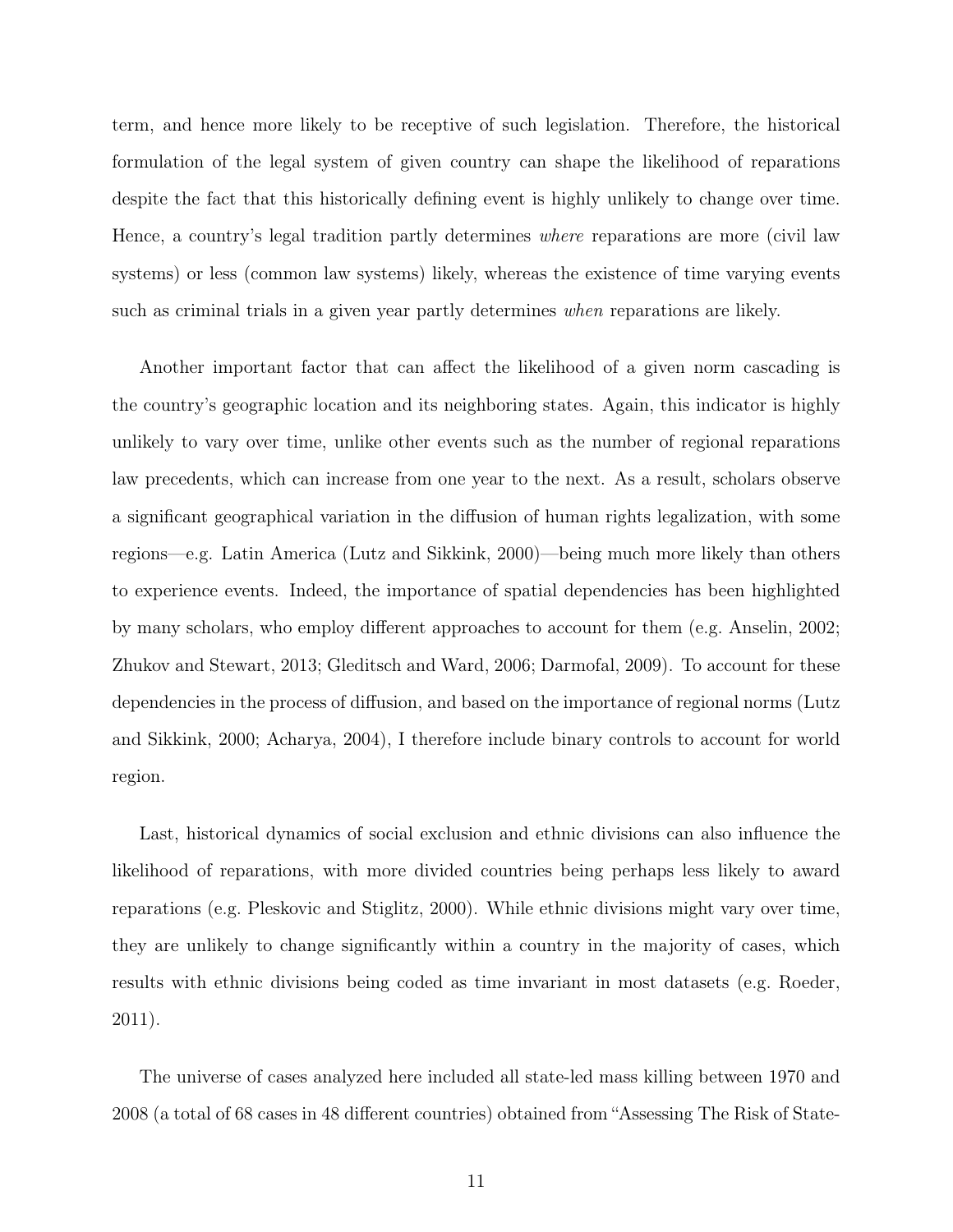term, and hence more likely to be receptive of such legislation. Therefore, the historical formulation of the legal system of given country can shape the likelihood of reparations despite the fact that this historically defining event is highly unlikely to change over time. Hence, a country's legal tradition partly determines *where* reparations are more (civil law systems) or less (common law systems) likely, whereas the existence of time varying events such as criminal trials in a given year partly determines *when* reparations are likely.

Another important factor that can affect the likelihood of a given norm cascading is the country's geographic location and its neighboring states. Again, this indicator is highly unlikely to vary over time, unlike other events such as the number of regional reparations law precedents, which can increase from one year to the next. As a result, scholars observe a significant geographical variation in the diffusion of human rights legalization, with some regions—e.g. Latin America (Lutz and Sikkink, 2000)—being much more likely than others to experience events. Indeed, the importance of spatial dependencies has been highlighted by many scholars, who employ different approaches to account for them (e.g. Anselin, 2002; Zhukov and Stewart, 2013; Gleditsch and Ward, 2006; Darmofal, 2009). To account for these dependencies in the process of diffusion, and based on the importance of regional norms (Lutz and Sikkink, 2000; Acharya, 2004), I therefore include binary controls to account for world region.

Last, historical dynamics of social exclusion and ethnic divisions can also influence the likelihood of reparations, with more divided countries being perhaps less likely to award reparations (e.g. Pleskovic and Stiglitz, 2000). While ethnic divisions might vary over time, they are unlikely to change significantly within a country in the majority of cases, which results with ethnic divisions being coded as time invariant in most datasets (e.g. Roeder, 2011).

The universe of cases analyzed here included all state-led mass killing between 1970 and 2008 (a total of 68 cases in 48 different countries) obtained from "Assessing The Risk of State-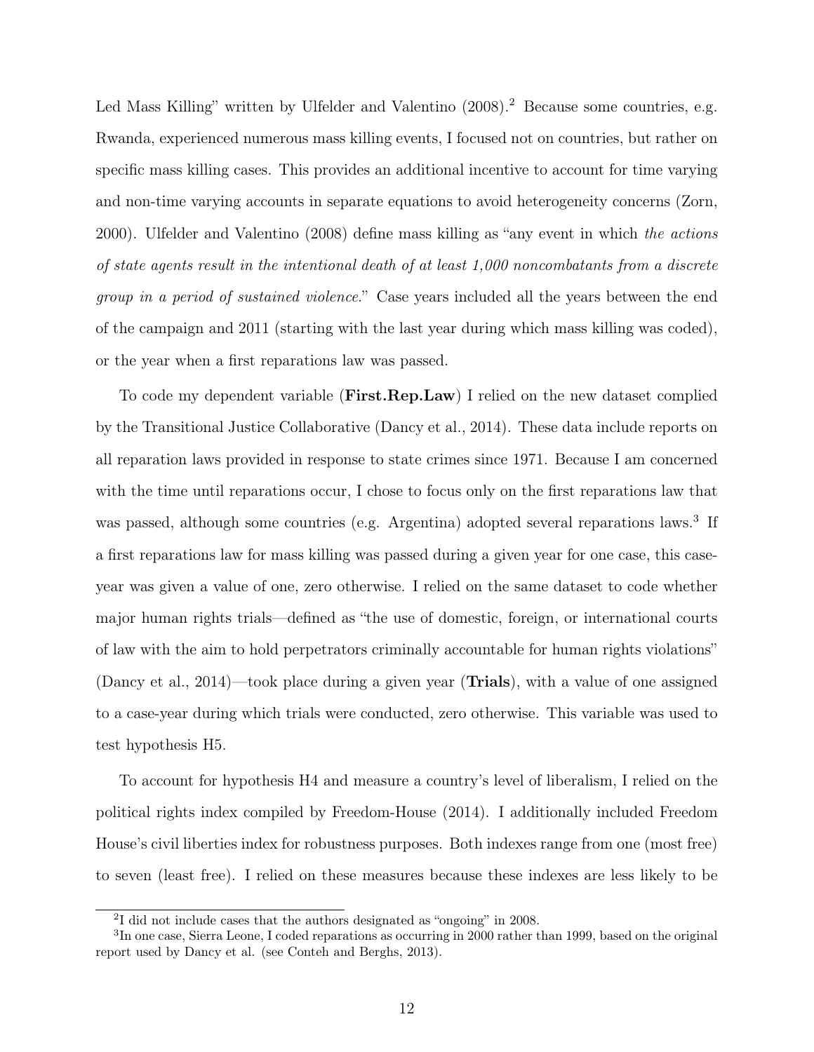Led Mass Killing" written by Ulfelder and Valentino (2008).[2] Because some countries, e.g. Rwanda, experienced numerous mass killing events, I focused not on countries, but rather on specific mass killing cases. This provides an additional incentive to account for time varying and non-time varying accounts in separate equations to avoid heterogeneity concerns (Zorn, 2000). Ulfelder and Valentino (2008) define mass killing as "any event in which *the actions of state agents result in the intentional death of at least 1,000 noncombatants from a discrete group in a period of sustained violence*." Case years included all the years between the end of the campaign and 2011 (starting with the last year during which mass killing was coded), or the year when a first reparations law was passed.

To code my dependent variable (**First.Rep.Law**) I relied on the new dataset complied by the Transitional Justice Collaborative (Dancy et al., 2014). These data include reports on all reparation laws provided in response to state crimes since 1971. Because I am concerned with the time until reparations occur, I chose to focus only on the first reparations law that was passed, although some countries (e.g. Argentina) adopted several reparations laws.[3] If a first reparations law for mass killing was passed during a given year for one case, this case-year was given a value of one, zero otherwise. I relied on the same dataset to code whether major human rights trials—defined as "the use of domestic, foreign, or international courts of law with the aim to hold perpetrators criminally accountable for human rights violations" (Dancy et al., 2014)—took place during a given year (**Trials**), with a value of one assigned to a case-year during which trials were conducted, zero otherwise. This variable was used to test hypothesis H5.

To account for hypothesis H4 and measure a country's level of liberalism, I relied on the political rights index compiled by Freedom-House (2014). I additionally included Freedom House's civil liberties index for robustness purposes. Both indexes range from one (most free) to seven (least free). I relied on these measures because these indexes are less likely to be

[2] I did not include cases that the authors designated as "ongoing" in 2008.

[3] In one case, Sierra Leone, I coded reparations as occurring in 2000 rather than 1999, based on the original report used by Dancy et al. (see Conteh and Berghs, 2013).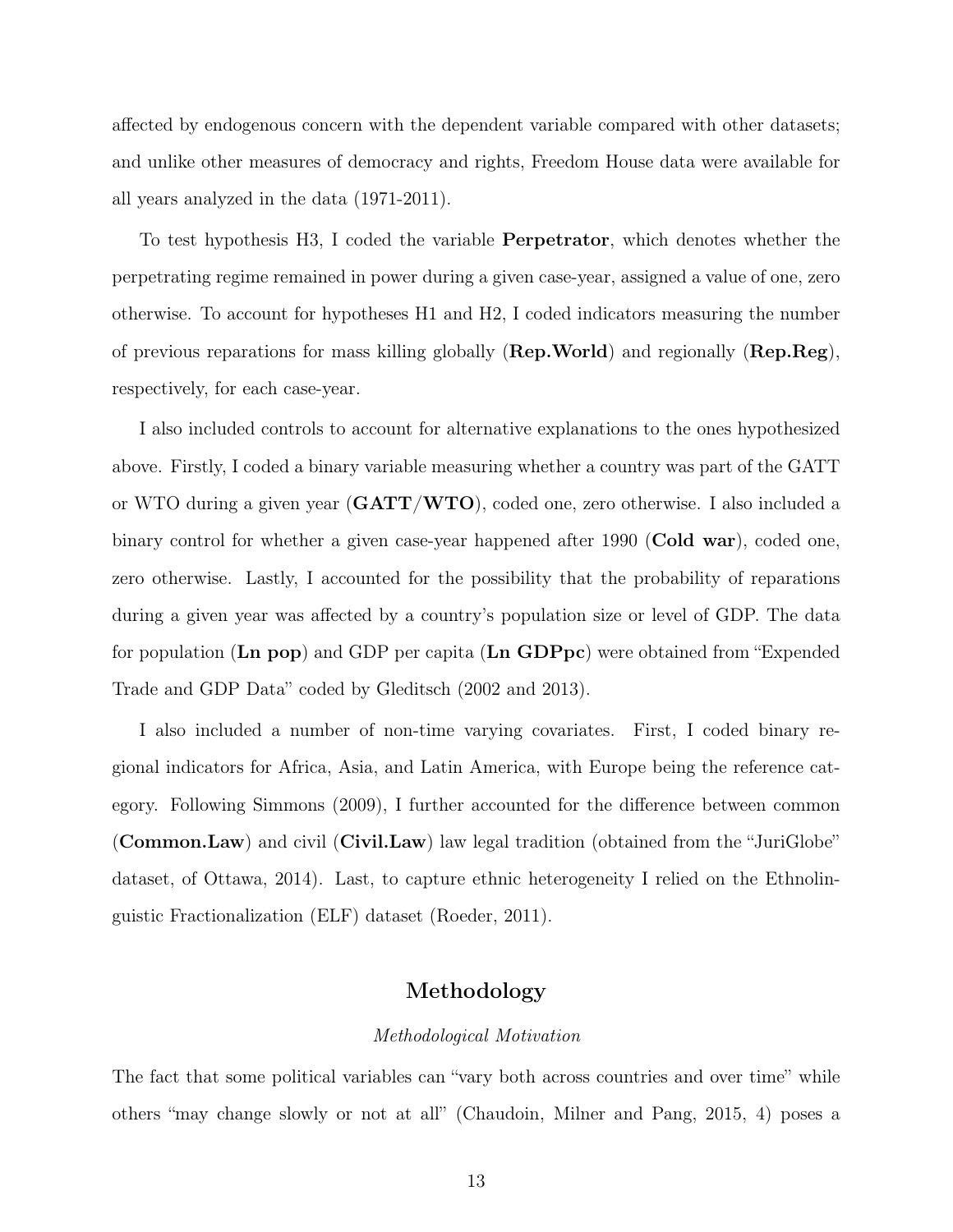affected by endogenous concern with the dependent variable compared with other datasets; and unlike other measures of democracy and rights, Freedom House data were available for all years analyzed in the data (1971-2011).

To test hypothesis H3, I coded the variable **Perpetrator**, which denotes whether the perpetrating regime remained in power during a given case-year, assigned a value of one, zero otherwise. To account for hypotheses H1 and H2, I coded indicators measuring the number of previous reparations for mass killing globally (**Rep.World**) and regionally (**Rep.Reg**), respectively, for each case-year.

I also included controls to account for alternative explanations to the ones hypothesized above. Firstly, I coded a binary variable measuring whether a country was part of the GATT or WTO during a given year (**GATT/WTO**), coded one, zero otherwise. I also included a binary control for whether a given case-year happened after 1990 (**Cold war**), coded one, zero otherwise. Lastly, I accounted for the possibility that the probability of reparations during a given year was affected by a country's population size or level of GDP. The data for population (**Ln pop**) and GDP per capita (**Ln GDPpc**) were obtained from "Expended Trade and GDP Data" coded by Gleditsch (2002 and 2013).

I also included a number of non-time varying covariates. First, I coded binary regional indicators for Africa, Asia, and Latin America, with Europe being the reference category. Following Simmons (2009), I further accounted for the difference between common (**Common.Law**) and civil (**Civil.Law**) law legal tradition (obtained from the "JuriGlobe" dataset, of Ottawa, 2014). Last, to capture ethnic heterogeneity I relied on the Ethnolinguistic Fractionalization (ELF) dataset (Roeder, 2011).

## Methodology

### *Methodological Motivation*

The fact that some political variables can "vary both across countries and over time" while others "may change slowly or not at all" (Chaudoin, Milner and Pang, 2015, 4) poses a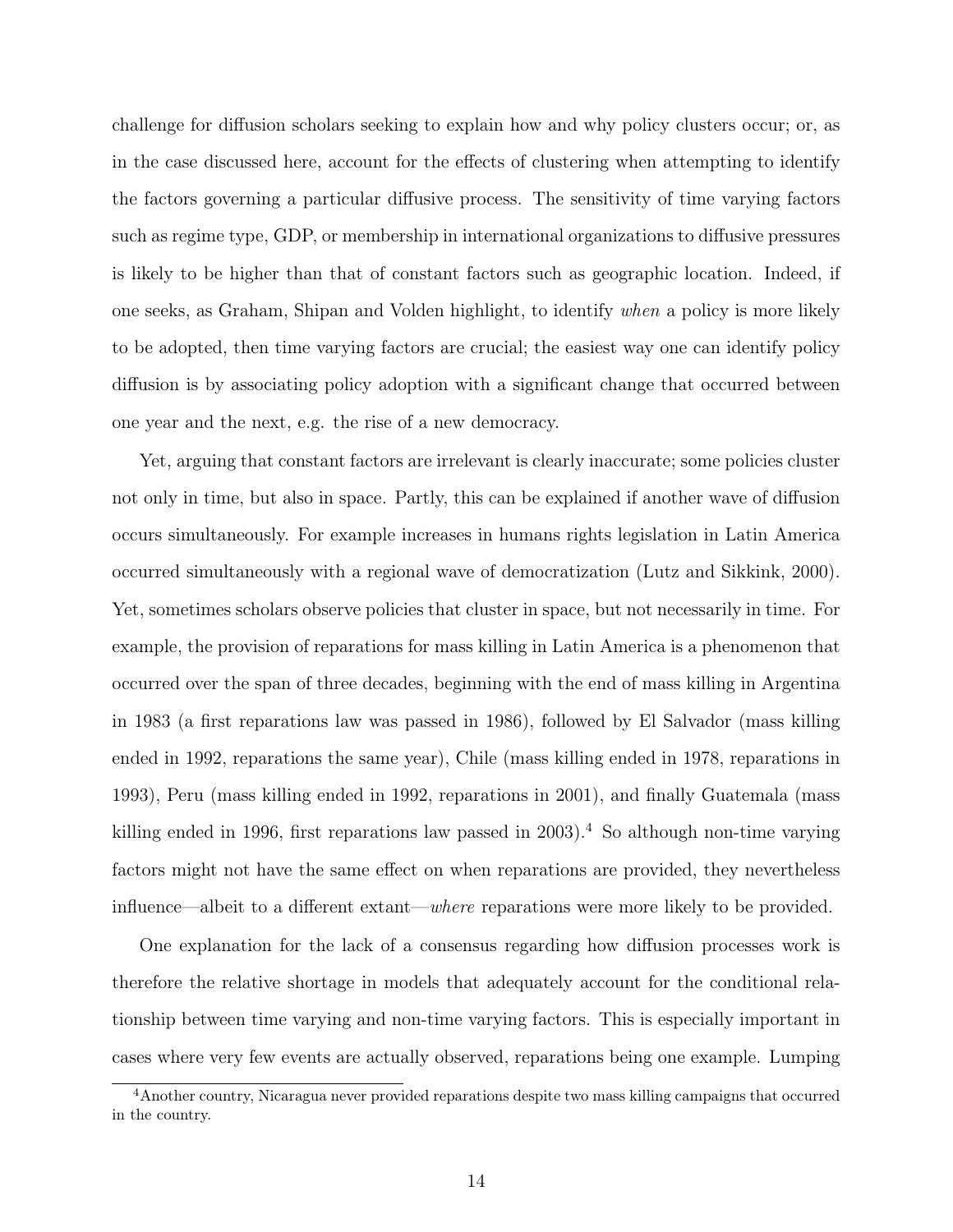challenge for diffusion scholars seeking to explain how and why policy clusters occur; or, as in the case discussed here, account for the effects of clustering when attempting to identify the factors governing a particular diffusive process. The sensitivity of time varying factors such as regime type, GDP, or membership in international organizations to diffusive pressures is likely to be higher than that of constant factors such as geographic location. Indeed, if one seeks, as Graham, Shipan and Volden highlight, to identify *when* a policy is more likely to be adopted, then time varying factors are crucial; the easiest way one can identify policy diffusion is by associating policy adoption with a significant change that occurred between one year and the next, e.g. the rise of a new democracy.

Yet, arguing that constant factors are irrelevant is clearly inaccurate; some policies cluster not only in time, but also in space. Partly, this can be explained if another wave of diffusion occurs simultaneously. For example increases in humans rights legislation in Latin America occurred simultaneously with a regional wave of democratization (Lutz and Sikkink, 2000). Yet, sometimes scholars observe policies that cluster in space, but not necessarily in time. For example, the provision of reparations for mass killing in Latin America is a phenomenon that occurred over the span of three decades, beginning with the end of mass killing in Argentina in 1983 (a first reparations law was passed in 1986), followed by El Salvador (mass killing ended in 1992, reparations the same year), Chile (mass killing ended in 1978, reparations in 1993), Peru (mass killing ended in 1992, reparations in 2001), and finally Guatemala (mass killing ended in 1996, first reparations law passed in 2003).[4] So although non-time varying factors might not have the same effect on when reparations are provided, they nevertheless influence—albeit to a different extant—*where* reparations were more likely to be provided.

One explanation for the lack of a consensus regarding how diffusion processes work is therefore the relative shortage in models that adequately account for the conditional relationship between time varying and non-time varying factors. This is especially important in cases where very few events are actually observed, reparations being one example. Lumping

[4] Another country, Nicaragua never provided reparations despite two mass killing campaigns that occurred in the country.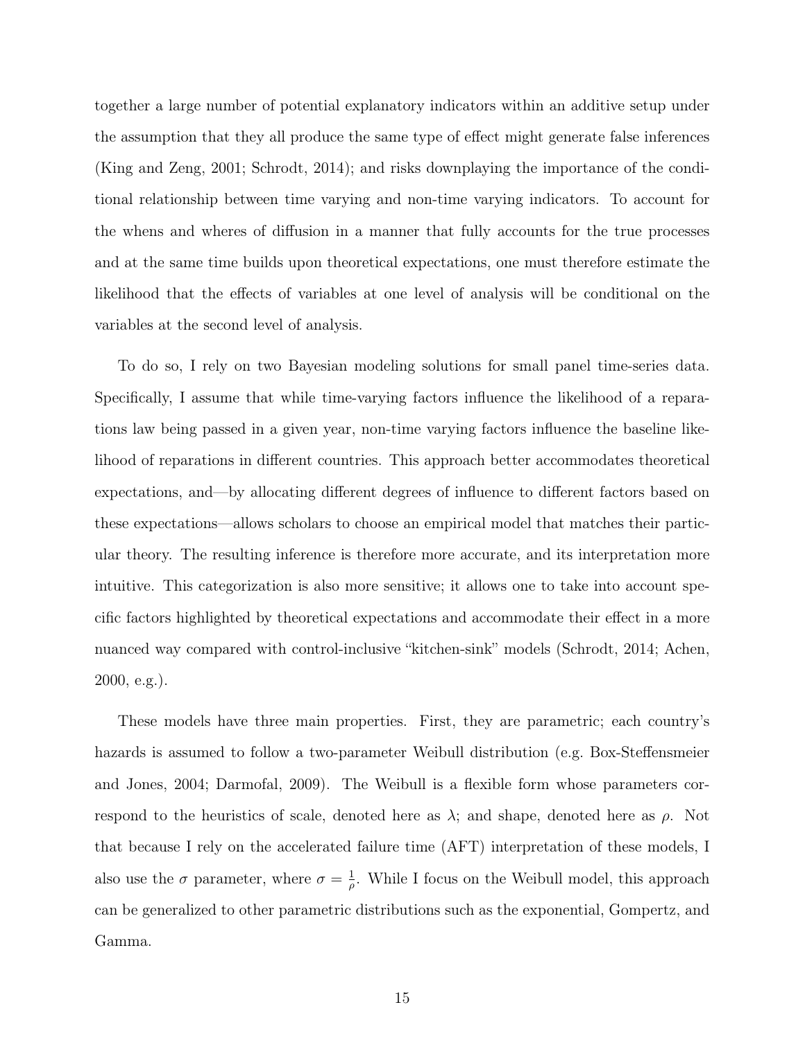together a large number of potential explanatory indicators within an additive setup under the assumption that they all produce the same type of effect might generate false inferences (King and Zeng, 2001; Schrodt, 2014); and risks downplaying the importance of the conditional relationship between time varying and non-time varying indicators. To account for the whens and wheres of diffusion in a manner that fully accounts for the true processes and at the same time builds upon theoretical expectations, one must therefore estimate the likelihood that the effects of variables at one level of analysis will be conditional on the variables at the second level of analysis.

To do so, I rely on two Bayesian modeling solutions for small panel time-series data. Specifically, I assume that while time-varying factors influence the likelihood of a reparations law being passed in a given year, non-time varying factors influence the baseline likelihood of reparations in different countries. This approach better accommodates theoretical expectations, and—by allocating different degrees of influence to different factors based on these expectations—allows scholars to choose an empirical model that matches their particular theory. The resulting inference is therefore more accurate, and its interpretation more intuitive. This categorization is also more sensitive; it allows one to take into account specific factors highlighted by theoretical expectations and accommodate their effect in a more nuanced way compared with control-inclusive "kitchen-sink" models (Schrodt, 2014; Achen, 2000, e.g.).

These models have three main properties. First, they are parametric; each country's hazards is assumed to follow a two-parameter Weibull distribution (e.g. Box-Steffensmeier and Jones, 2004; Darmofal, 2009). The Weibull is a flexible form whose parameters correspond to the heuristics of scale, denoted here as $\lambda$; and shape, denoted here as $\rho$. Not that because I rely on the accelerated failure time (AFT) interpretation of these models, I also use the $\sigma$ parameter, where $\sigma = \frac{1}{\rho}$. While I focus on the Weibull model, this approach can be generalized to other parametric distributions such as the exponential, Gompertz, and Gamma.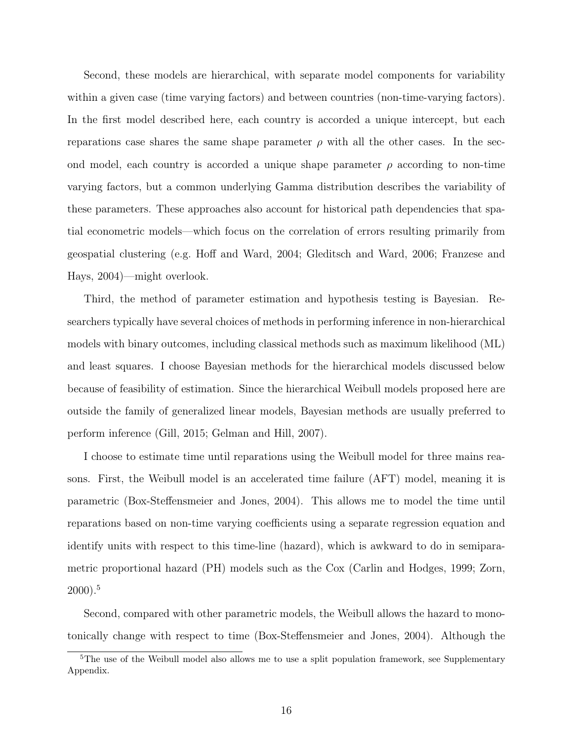Second, these models are hierarchical, with separate model components for variability within a given case (time varying factors) and between countries (non-time-varying factors). In the first model described here, each country is accorded a unique intercept, but each reparations case shares the same shape parameter $\rho$ with all the other cases. In the second model, each country is accorded a unique shape parameter $\rho$ according to non-time varying factors, but a common underlying Gamma distribution describes the variability of these parameters. These approaches also account for historical path dependencies that spatial econometric models—which focus on the correlation of errors resulting primarily from geospatial clustering (e.g. Hoff and Ward, 2004; Gleditsch and Ward, 2006; Franzese and Hays, 2004)—might overlook.

Third, the method of parameter estimation and hypothesis testing is Bayesian. Researchers typically have several choices of methods in performing inference in non-hierarchical models with binary outcomes, including classical methods such as maximum likelihood (ML) and least squares. I choose Bayesian methods for the hierarchical models discussed below because of feasibility of estimation. Since the hierarchical Weibull models proposed here are outside the family of generalized linear models, Bayesian methods are usually preferred to perform inference (Gill, 2015; Gelman and Hill, 2007).

I choose to estimate time until reparations using the Weibull model for three mains reasons. First, the Weibull model is an accelerated time failure (AFT) model, meaning it is parametric (Box-Steffensmeier and Jones, 2004). This allows me to model the time until reparations based on non-time varying coefficients using a separate regression equation and identify units with respect to this time-line (hazard), which is awkward to do in semiparametric proportional hazard (PH) models such as the Cox (Carlin and Hodges, 1999; Zorn, 2000).[5]

Second, compared with other parametric models, the Weibull allows the hazard to monotonically change with respect to time (Box-Steffensmeier and Jones, 2004). Although the

[5]The use of the Weibull model also allows me to use a split population framework, see Supplementary Appendix.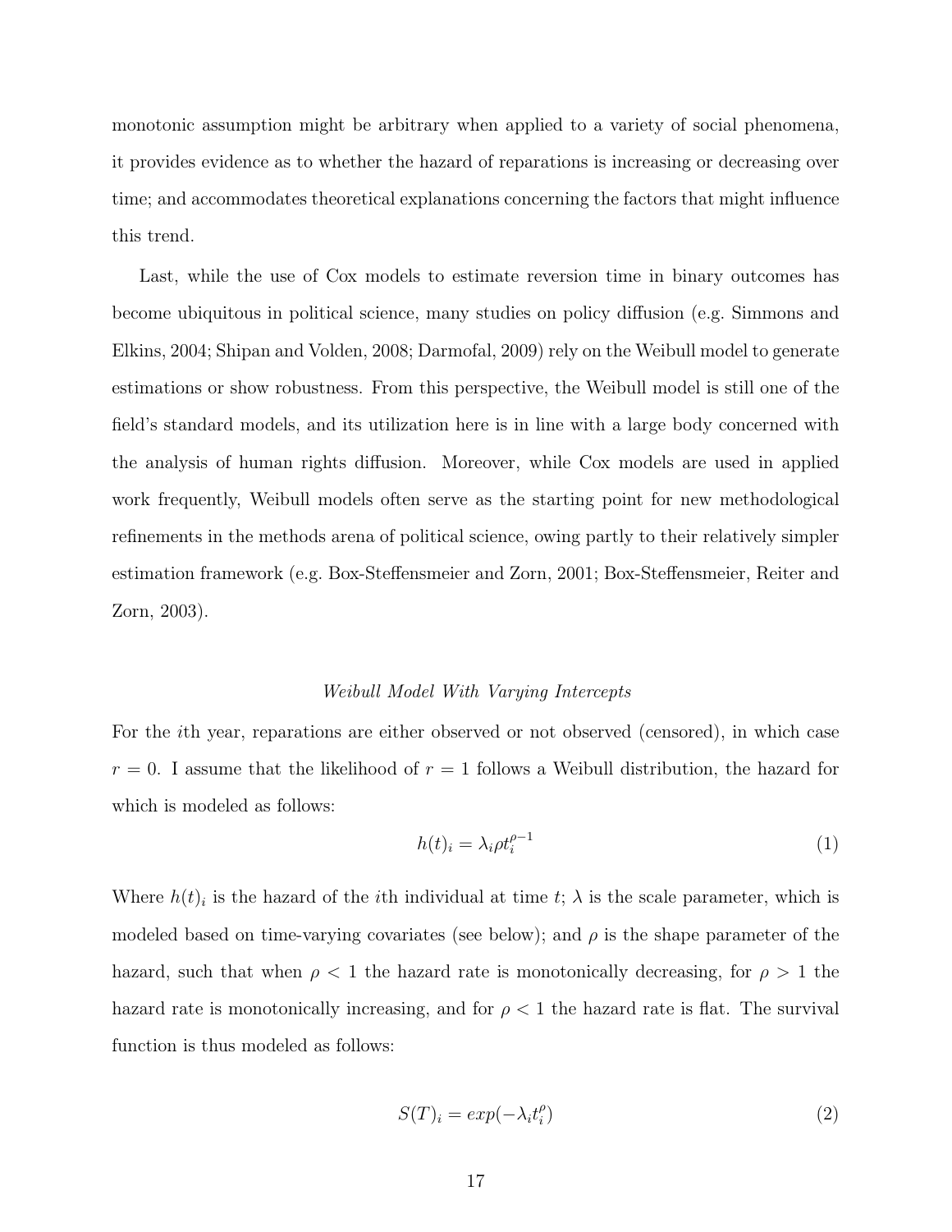monotonic assumption might be arbitrary when applied to a variety of social phenomena, it provides evidence as to whether the hazard of reparations is increasing or decreasing over time; and accommodates theoretical explanations concerning the factors that might influence this trend.

Last, while the use of Cox models to estimate reversion time in binary outcomes has become ubiquitous in political science, many studies on policy diffusion (e.g. Simmons and Elkins, 2004; Shipan and Volden, 2008; Darmofal, 2009) rely on the Weibull model to generate estimations or show robustness. From this perspective, the Weibull model is still one of the field's standard models, and its utilization here is in line with a large body concerned with the analysis of human rights diffusion. Moreover, while Cox models are used in applied work frequently, Weibull models often serve as the starting point for new methodological refinements in the methods arena of political science, owing partly to their relatively simpler estimation framework (e.g. Box-Steffensmeier and Zorn, 2001; Box-Steffensmeier, Reiter and Zorn, 2003).

*Weibull Model With Varying Intercepts*

For the $i$th year, reparations are either observed or not observed (censored), in which case $r = 0$. I assume that the likelihood of $r = 1$ follows a Weibull distribution, the hazard for which is modeled as follows:

$$h(t)_i = \lambda_i \rho t_i^{\rho - 1} \tag{1}$$

Where $h(t)_i$ is the hazard of the $i$th individual at time $t$; $\lambda$ is the scale parameter, which is modeled based on time-varying covariates (see below); and $\rho$ is the shape parameter of the hazard, such that when $\rho < 1$ the hazard rate is monotonically decreasing, for $\rho > 1$ the hazard rate is monotonically increasing, and for $\rho < 1$ the hazard rate is flat. The survival function is thus modeled as follows:

$$S(T)_i = exp(-\lambda_i t_i^{\rho}) \tag{2}$$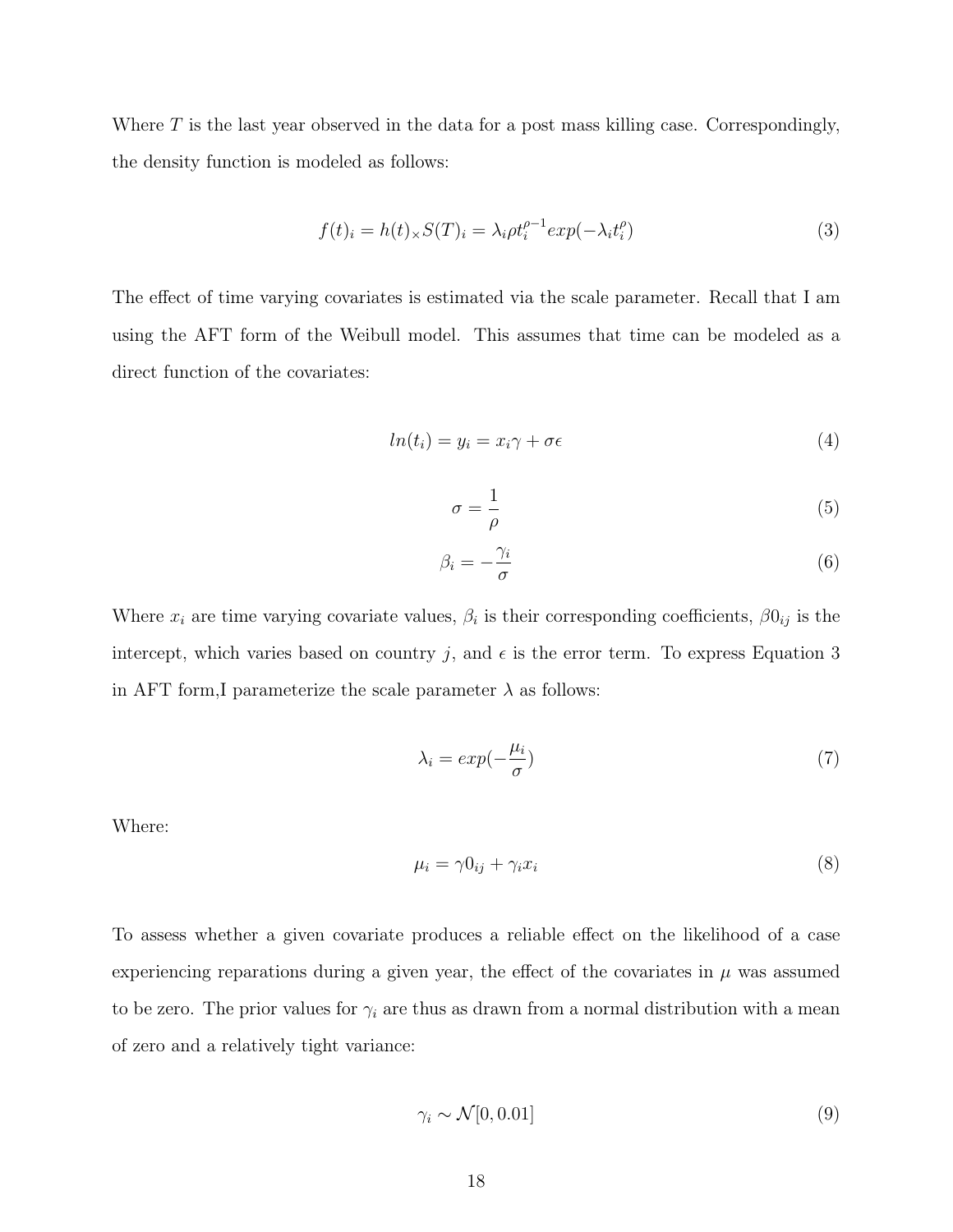Where $T$ is the last year observed in the data for a post mass killing case. Correspondingly, the density function is modeled as follows:

$$f(t)_i = h(t)_{\times} S(T)_i = \lambda_i \rho t_i^{\rho - 1} exp(-\lambda_i t_i^{\rho}) \tag{3}$$

The effect of time varying covariates is estimated via the scale parameter. Recall that I am using the AFT form of the Weibull model. This assumes that time can be modeled as a direct function of the covariates:

$$ln(t_i) = y_i = x_i \gamma + \sigma \epsilon \tag{4}$$

$$\sigma = \frac{1}{\rho} \tag{5}$$

$$\beta_i = -\frac{\gamma_i}{\sigma} \tag{6}$$

Where $x_i$ are time varying covariate values, $\beta_i$ is their corresponding coefficients, $\beta 0_{ij}$ is the intercept, which varies based on country $j$, and $\epsilon$ is the error term. To express Equation 3 in AFT form,I parameterize the scale parameter $\lambda$ as follows:

$$\lambda_i = exp(-\frac{\mu_i}{\sigma}) \tag{7}$$

Where:

$$\mu_i = \gamma 0_{ij} + \gamma_i x_i \tag{8}$$

To assess whether a given covariate produces a reliable effect on the likelihood of a case experiencing reparations during a given year, the effect of the covariates in $\mu$ was assumed to be zero. The prior values for $\gamma_i$ are thus as drawn from a normal distribution with a mean of zero and a relatively tight variance:

$$\gamma_i \sim \mathcal{N}[0, 0.01] \tag{9}$$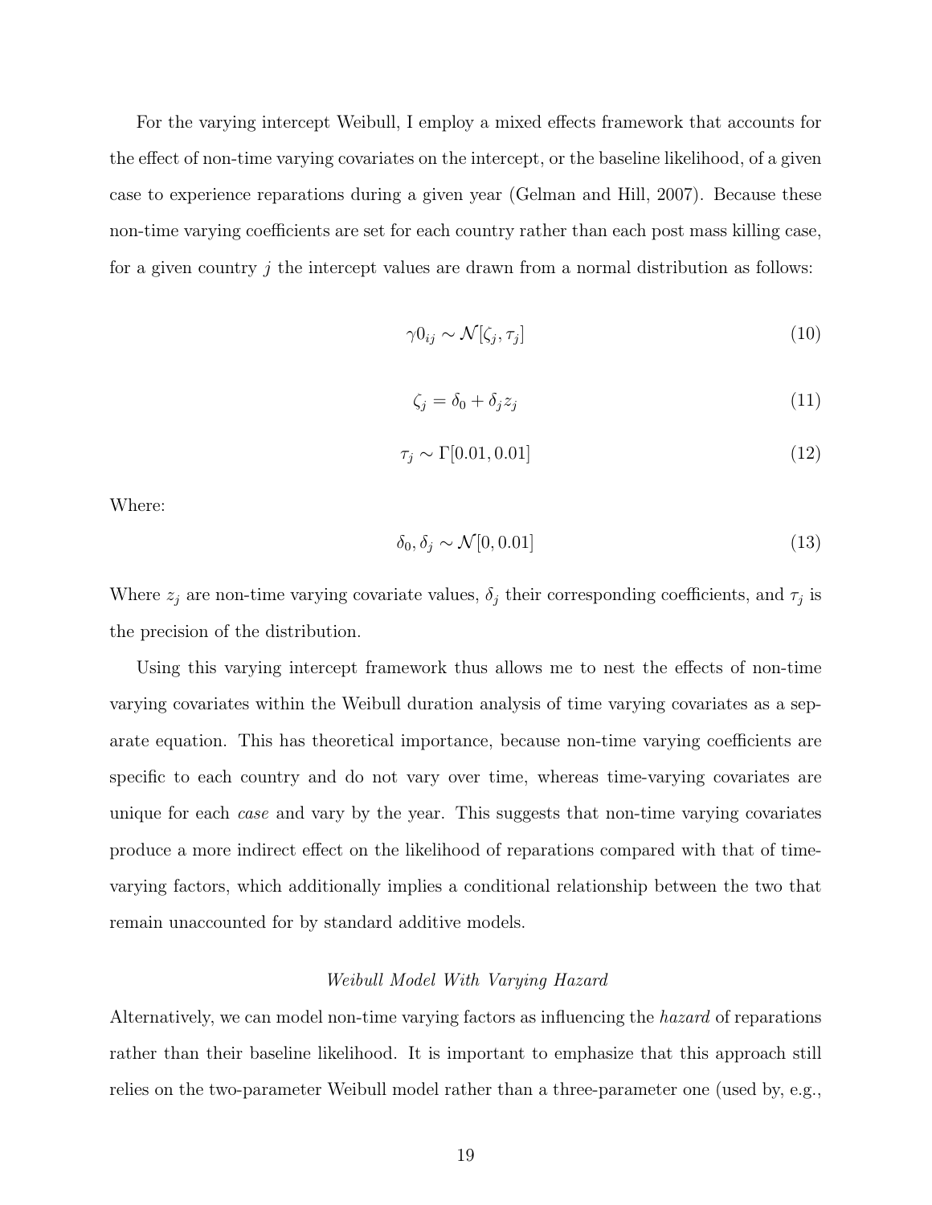For the varying intercept Weibull, I employ a mixed effects framework that accounts for the effect of non-time varying covariates on the intercept, or the baseline likelihood, of a given case to experience reparations during a given year (Gelman and Hill, 2007). Because these non-time varying coefficients are set for each country rather than each post mass killing case, for a given country $j$ the intercept values are drawn from a normal distribution as follows:

$$\gamma 0_{ij} \sim \mathcal{N}[\zeta_j, \tau_j] \tag{10}$$

$$\zeta_j = \delta_0 + \delta_j z_j \tag{11}$$

$$\tau_j \sim \Gamma[0.01, 0.01] \tag{12}$$

Where:

$$\delta_0, \delta_j \sim \mathcal{N}[0, 0.01] \tag{13}$$

Where $z_j$ are non-time varying covariate values, $\delta_j$ their corresponding coefficients, and $\tau_j$ is the precision of the distribution.

Using this varying intercept framework thus allows me to nest the effects of non-time varying covariates within the Weibull duration analysis of time varying covariates as a separate equation. This has theoretical importance, because non-time varying coefficients are specific to each country and do not vary over time, whereas time-varying covariates are unique for each *case* and vary by the year. This suggests that non-time varying covariates produce a more indirect effect on the likelihood of reparations compared with that of time-varying factors, which additionally implies a conditional relationship between the two that remain unaccounted for by standard additive models.

### *Weibull Model With Varying Hazard*

Alternatively, we can model non-time varying factors as influencing the *hazard* of reparations rather than their baseline likelihood. It is important to emphasize that this approach still relies on the two-parameter Weibull model rather than a three-parameter one (used by, e.g.,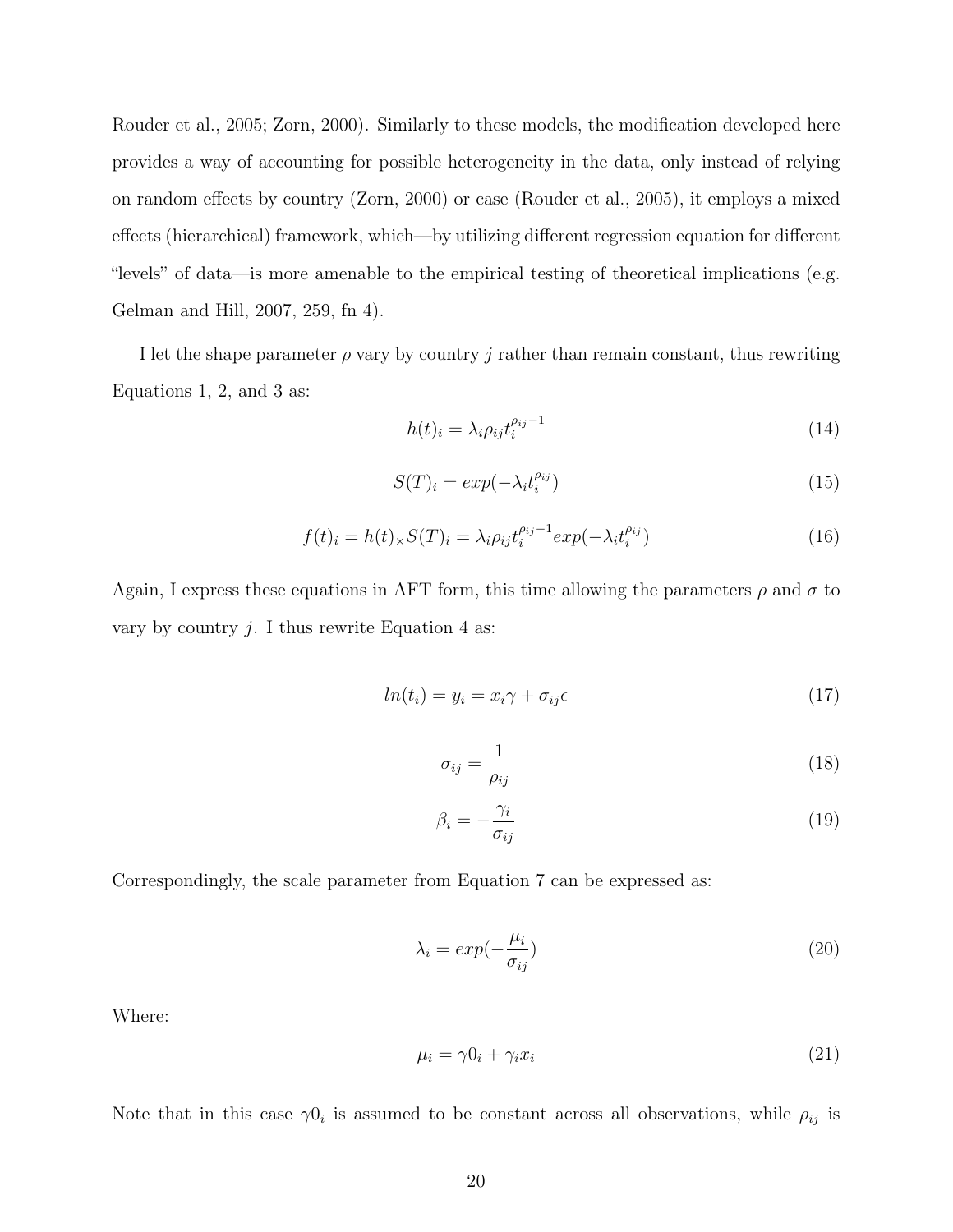Rouder et al., 2005; Zorn, 2000). Similarly to these models, the modification developed here provides a way of accounting for possible heterogeneity in the data, only instead of relying on random effects by country (Zorn, 2000) or case (Rouder et al., 2005), it employs a mixed effects (hierarchical) framework, which—by utilizing different regression equation for different "levels" of data—is more amenable to the empirical testing of theoretical implications (e.g. Gelman and Hill, 2007, 259, fn 4).

I let the shape parameter $\rho$ vary by country $j$ rather than remain constant, thus rewriting Equations 1, 2, and 3 as:

$$h(t)_i = \lambda_i \rho_{ij} t_i^{\rho_{ij}-1} \tag{14}$$

$$S(T)_i = exp(-\lambda_i t_i^{\rho_{ij}}) \tag{15}$$

$$f(t)_i = h(t)_\times S(T)_i = \lambda_i \rho_{ij} t_i^{\rho_{ij}-1} exp(-\lambda_i t_i^{\rho_{ij}}) \tag{16}$$

Again, I express these equations in AFT form, this time allowing the parameters $\rho$ and $\sigma$ to vary by country $j$. I thus rewrite Equation 4 as:

$$ln(t_i) = y_i = x_i \gamma + \sigma_{ij} \epsilon \tag{17}$$

$$\sigma_{ij} = \frac{1}{\rho_{ij}} \tag{18}$$

$$\beta_i = -\frac{\gamma_i}{\sigma_{ij}} \tag{19}$$

Correspondingly, the scale parameter from Equation 7 can be expressed as:

$$\lambda_i = exp(-\frac{\mu_i}{\sigma_{ij}}) \tag{20}$$

Where:

$$\mu_i = \gamma 0_i + \gamma_i x_i \tag{21}$$

Note that in this case $\gamma 0_i$ is assumed to be constant across all observations, while $\rho_{ij}$ is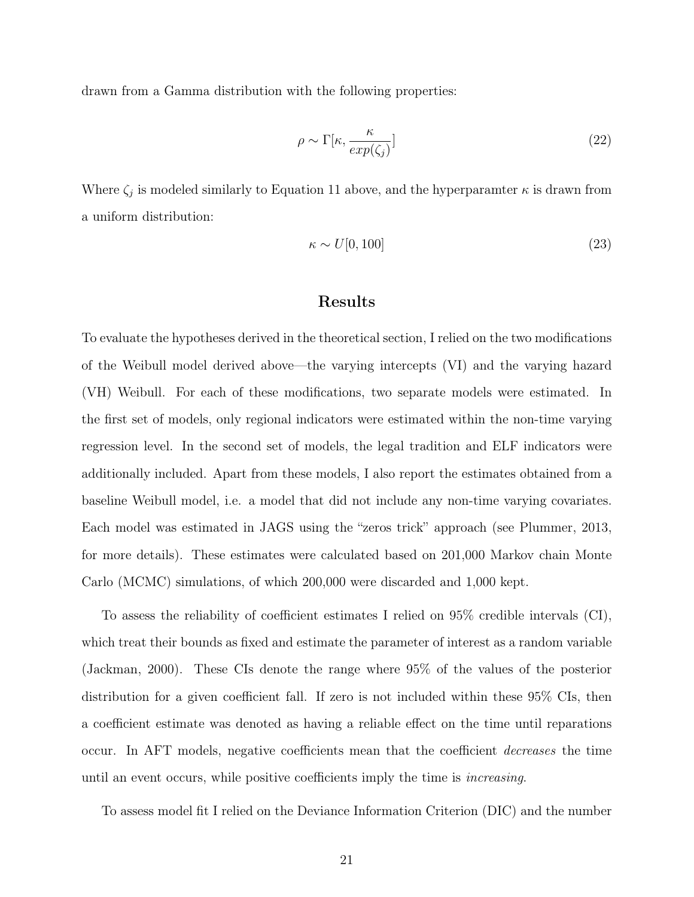drawn from a Gamma distribution with the following properties:

$$\rho \sim \Gamma[\kappa, \frac{\kappa}{exp(\zeta_j)}] \tag{22}$$

Where $\zeta_j$ is modeled similarly to Equation 11 above, and the hyperparamter $\kappa$ is drawn from a uniform distribution:

$$\kappa \sim U[0, 100] \tag{23}$$

## Results

To evaluate the hypotheses derived in the theoretical section, I relied on the two modifications of the Weibull model derived above—the varying intercepts (VI) and the varying hazard (VH) Weibull. For each of these modifications, two separate models were estimated. In the first set of models, only regional indicators were estimated within the non-time varying regression level. In the second set of models, the legal tradition and ELF indicators were additionally included. Apart from these models, I also report the estimates obtained from a baseline Weibull model, i.e. a model that did not include any non-time varying covariates. Each model was estimated in JAGS using the "zeros trick" approach (see Plummer, 2013, for more details). These estimates were calculated based on 201,000 Markov chain Monte Carlo (MCMC) simulations, of which 200,000 were discarded and 1,000 kept.

To assess the reliability of coefficient estimates I relied on 95% credible intervals (CI), which treat their bounds as fixed and estimate the parameter of interest as a random variable (Jackman, 2000). These CIs denote the range where 95% of the values of the posterior distribution for a given coefficient fall. If zero is not included within these 95% CIs, then a coefficient estimate was denoted as having a reliable effect on the time until reparations occur. In AFT models, negative coefficients mean that the coefficient *decreases* the time until an event occurs, while positive coefficients imply the time is *increasing*.

To assess model fit I relied on the Deviance Information Criterion (DIC) and the number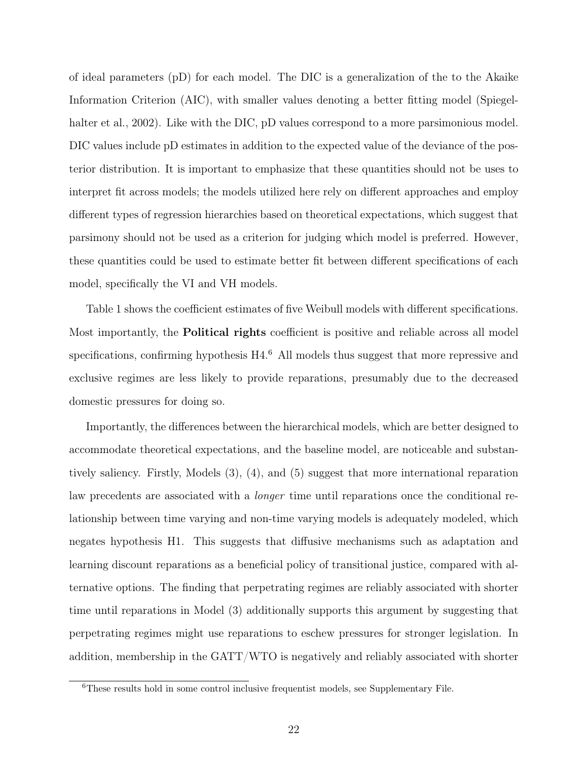of ideal parameters (pD) for each model. The DIC is a generalization of the to to the Akaike Information Criterion (AIC), with smaller values denoting a better fitting model (Spiegelhalter et al., 2002). Like with the DIC, pD values correspond to a more parsimonious model. DIC values include pD estimates in addition to the expected value of the deviance of the posterior distribution. It is important to emphasize that these quantities should not be uses to interpret fit across models; the models utilized here rely on different approaches and employ different types of regression hierarchies based on theoretical expectations, which suggest that parsimony should not be used as a criterion for judging which model is preferred. However, these quantities could be used to estimate better fit between different specifications of each model, specifically the VI and VH models.

Table 1 shows the coefficient estimates of five Weibull models with different specifications. Most importantly, the **Political rights** coefficient is positive and reliable across all model specifications, confirming hypothesis H4.[6] All models thus suggest that more repressive and exclusive regimes are less likely to provide reparations, presumably due to the decreased domestic pressures for doing so.

Importantly, the differences between the hierarchical models, which are better designed to accommodate theoretical expectations, and the baseline model, are noticeable and substantively saliency. Firstly, Models (3), (4), and (5) suggest that more international reparation law precedents are associated with a *longer* time until reparations once the conditional relationship between time varying and non-time varying models is adequately modeled, which negates hypothesis H1. This suggests that diffusive mechanisms such as adaptation and learning discount reparations as a beneficial policy of transitional justice, compared with alternative options. The finding that perpetrating regimes are reliably associated with shorter time until reparations in Model (3) additionally supports this argument by suggesting that perpetrating regimes might use reparations to eschew pressures for stronger legislation. In addition, membership in the GATT/WTO is negatively and reliably associated with shorter

[6] These results hold in some control inclusive frequentist models, see Supplementary File.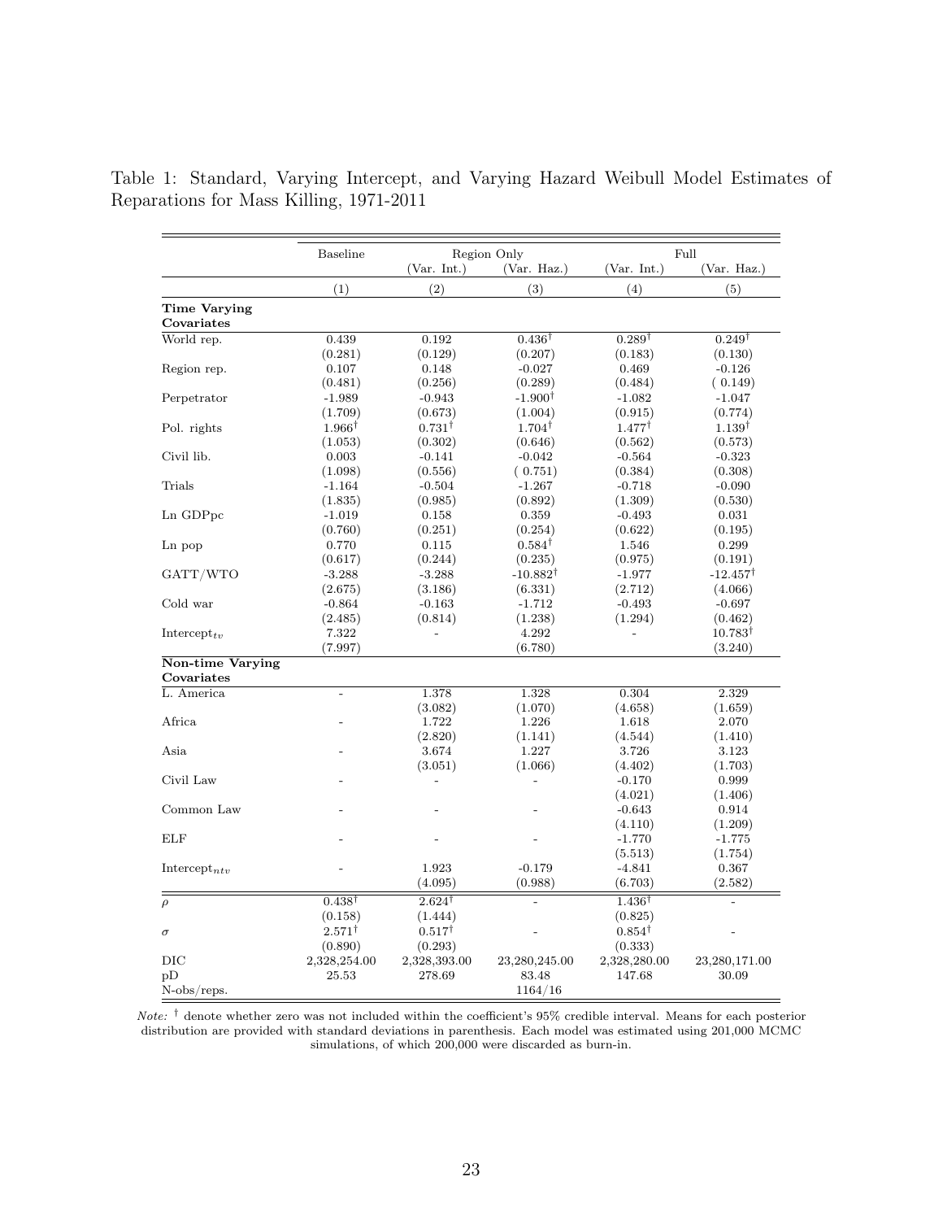Table 1: Standard, Varying Intercept, and Varying Hazard Weibull Model Estimates of Reparations for Mass Killing, 1971-2011

| | Baseline | Region Only | | Full | |
|---|---|---|---|---|---|
| | | (Var. Int.) | (Var. Haz.) | (Var. Int.) | (Var. Haz.) |
| | (1) | (2) | (3) | (4) | (5) |
| **Time Varying Covariates** | | | | | |
| World rep. | 0.439 | 0.192 | 0.436$^{\dagger}$ | 0.289$^{\dagger}$ | 0.249$^{\dagger}$ |
| | (0.281) | (0.129) | (0.207) | (0.183) | (0.130) |
| Region rep. | 0.107 | 0.148 | -0.027 | 0.469 | -0.126 |
| | (0.481) | (0.256) | (0.289) | (0.484) | ( 0.149) |
| Perpetrator | -1.989 | -0.943 | -1.900$^{\dagger}$ | -1.082 | -1.047 |
| | (1.709) | (0.673) | (1.004) | (0.915) | (0.774) |
| Pol. rights | 1.966$^{\dagger}$ | 0.731$^{\dagger}$ | 1.704$^{\dagger}$ | 1.477$^{\dagger}$ | 1.139$^{\dagger}$ |
| | (1.053) | (0.302) | (0.646) | (0.562) | (0.573) |
| Civil lib. | 0.003 | -0.141 | -0.042 | -0.564 | -0.323 |
| | (1.098) | (0.556) | ( 0.751) | (0.384) | (0.308) |
| Trials | -1.164 | -0.504 | -1.267 | -0.718 | -0.090 |
| | (1.835) | (0.985) | (0.892) | (1.309) | (0.530) |
| Ln GDPpc | -1.019 | 0.158 | 0.359 | -0.493 | 0.031 |
| | (0.760) | (0.251) | (0.254) | (0.622) | (0.195) |
| Ln pop | 0.770 | 0.115 | 0.584$^{\dagger}$ | 1.546 | 0.299 |
| | (0.617) | (0.244) | (0.235) | (0.975) | (0.191) |
| GATT/WTO | -3.288 | -3.288 | -10.882$^{\dagger}$ | -1.977 | -12.457$^{\dagger}$ |
| | (2.675) | (3.186) | (6.331) | (2.712) | (4.066) |
| Cold war | -0.864 | -0.163 | -1.712 | -0.493 | -0.697 |
| | (2.485) | (0.814) | (1.238) | (1.294) | (0.462) |
| Intercept$_{tv}$ | 7.322 | - | 4.292 | - | 10.783$^{\dagger}$ |
| | (7.997) | | (6.780) | | (3.240) |
| **Non-time Varying Covariates** | | | | | |
| L. America | - | 1.378 | 1.328 | 0.304 | 2.329 |
| | | (3.082) | (1.070) | (4.658) | (1.659) |
| Africa | - | 1.722 | 1.226 | 1.618 | 2.070 |
| | | (2.820) | (1.141) | (4.544) | (1.410) |
| Asia | - | 3.674 | 1.227 | 3.726 | 3.123 |
| | | (3.051) | (1.066) | (4.402) | (1.703) |
| Civil Law | - | - | - | -0.170 | 0.999 |
| | | | | (4.021) | (1.406) |
| Common Law | - | - | - | -0.643 | 0.914 |
| | | | | (4.110) | (1.209) |
| ELF | - | - | - | -1.770 | -1.775 |
| | | | | (5.513) | (1.754) |
| Intercept$_{ntv}$ | - | 1.923 | -0.179 | -4.841 | 0.367 |
| | | (4.095) | (0.988) | (6.703) | (2.582) |
| $\rho$ | 0.438$^{\dagger}$ | 2.624$^{\dagger}$ | - | 1.436$^{\dagger}$ | - |
| | (0.158) | (1.444) | | (0.825) | |
| $\sigma$ | 2.571$^{\dagger}$ | 0.517$^{\dagger}$ | - | 0.854$^{\dagger}$ | - |
| | (0.890) | (0.293) | | (0.333) | |
| DIC | 2,328,254.00 | 2,328,393.00 | 23,280,245.00 | 2,328,280.00 | 23,280,171.00 |
| pD | 25.53 | 278.69 | 83.48 | 147.68 | 30.09 |
| N-obs/reps. | | | 1164/16 | | |

*Note:* $^{\dagger}$ denote whether zero was not included within the coefficient's 95% credible interval. Means for each posterior distribution are provided with standard deviations in parenthesis. Each model was estimated using 201,000 MCMC simulations, of which 200,000 were discarded as burn-in.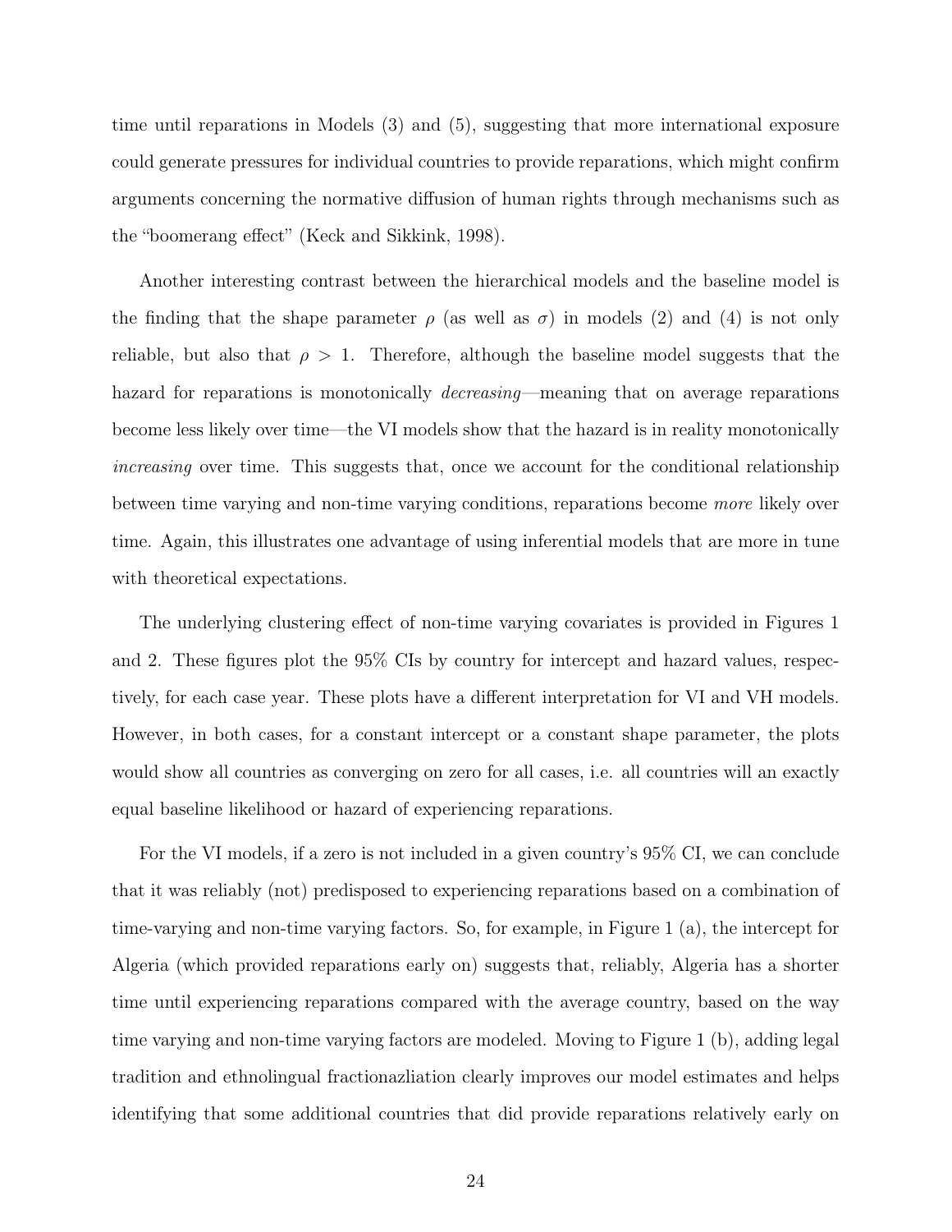time until reparations in Models (3) and (5), suggesting that more international exposure could generate pressures for individual countries to provide reparations, which might confirm arguments concerning the normative diffusion of human rights through mechanisms such as the "boomerang effect" (Keck and Sikkink, 1998).

Another interesting contrast between the hierarchical models and the baseline model is the finding that the shape parameter $\rho$ (as well as $\sigma$) in models (2) and (4) is not only reliable, but also that $\rho > 1$. Therefore, although the baseline model suggests that the hazard for reparations is monotonically *decreasing*—meaning that on average reparations become less likely over time—the VI models show that the hazard is in reality monotonically *increasing* over time. This suggests that, once we account for the conditional relationship between time varying and non-time varying conditions, reparations become *more* likely over time. Again, this illustrates one advantage of using inferential models that are more in tune with theoretical expectations.

The underlying clustering effect of non-time varying covariates is provided in Figures 1 and 2. These figures plot the 95% CIs by country for intercept and hazard values, respectively, for each case year. These plots have a different interpretation for VI and VH models. However, in both cases, for a constant intercept or a constant shape parameter, the plots would show all countries as converging on zero for all cases, i.e. all countries will an exactly equal baseline likelihood or hazard of experiencing reparations.

For the VI models, if a zero is not included in a given country's 95% CI, we can conclude that it was reliably (not) predisposed to experiencing reparations based on a combination of time-varying and non-time varying factors. So, for example, in Figure 1 (a), the intercept for Algeria (which provided reparations early on) suggests that, reliably, Algeria has a shorter time until experiencing reparations compared with the average country, based on the way time varying and non-time varying factors are modeled. Moving to Figure 1 (b), adding legal tradition and ethnolingual fractionazliation clearly improves our model estimates and helps identifying that some additional countries that did provide reparations relatively early on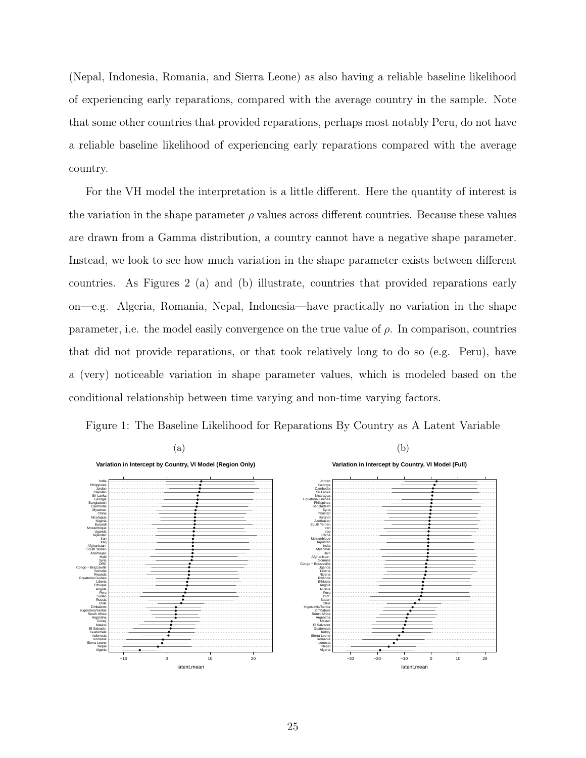(Nepal, Indonesia, Romania, and Sierra Leone) as also having a reliable baseline likelihood of experiencing early reparations, compared with the average country in the sample. Note that some other countries that provided reparations, perhaps most notably Peru, do not have a reliable baseline likelihood of experiencing early reparations compared with the average country.

For the VH model the interpretation is a little different. Here the quantity of interest is the variation in the shape parameter $\rho$ values across different countries. Because these values are drawn from a Gamma distribution, a country cannot have a negative shape parameter. Instead, we look to see how much variation in the shape parameter exists between different countries. As Figures 2 (a) and (b) illustrate, countries that provided reparations early on—e.g. Algeria, Romania, Nepal, Indonesia—have practically no variation in the shape parameter, i.e. the model easily convergence on the true value of $\rho$. In comparison, countries that did not provide reparations, or that took relatively long to do so (e.g. Peru), have a (very) noticeable variation in shape parameter values, which is modeled based on the conditional relationship between time varying and non-time varying factors.

Figure 1: The Baseline Likelihood for Reparations By Country as A Latent Variable

(a)

(b)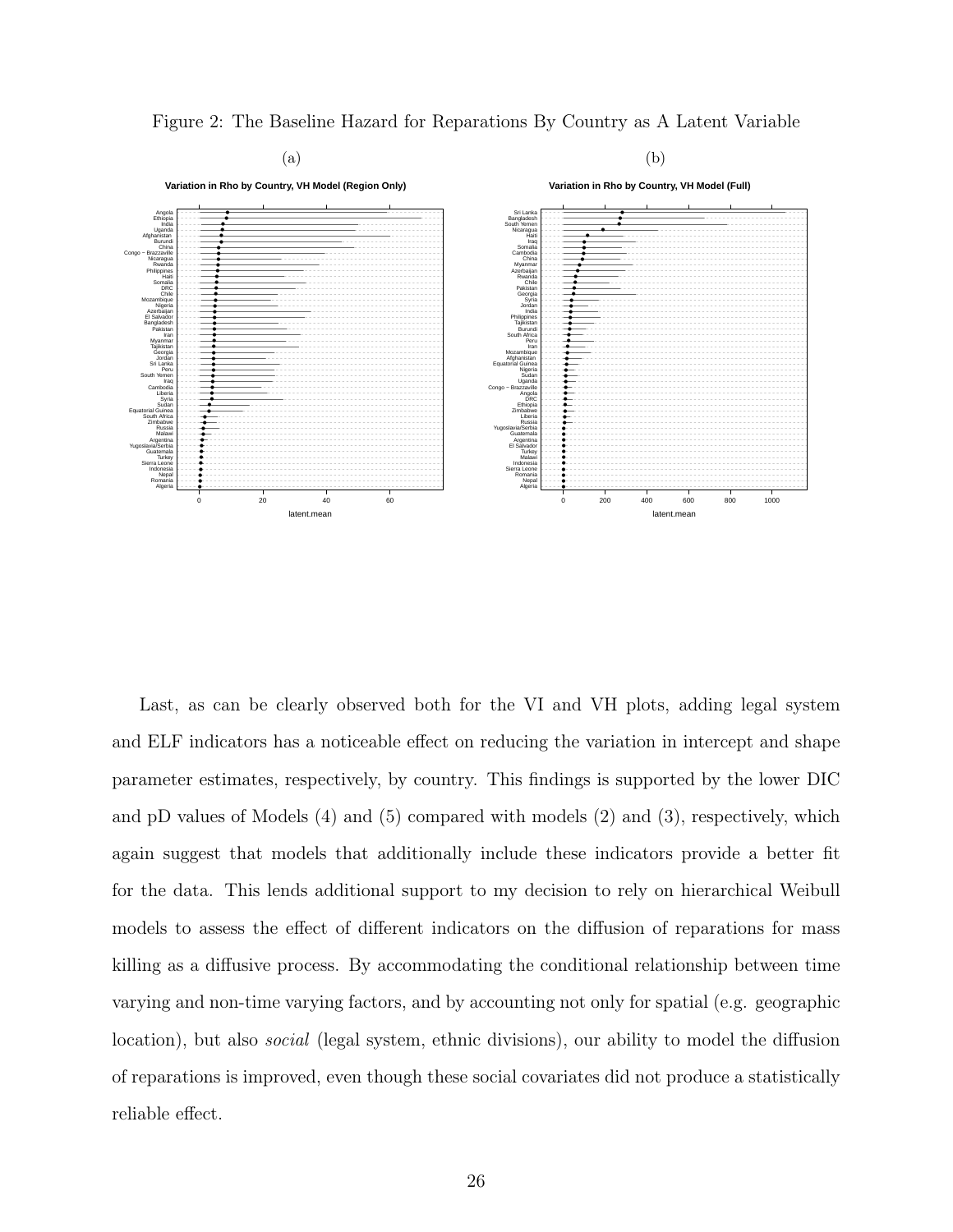Figure 2: The Baseline Hazard for Reparations By Country as A Latent Variable

(a) (b)

Last, as can be clearly observed both for the VI and VH plots, adding legal system and ELF indicators has a noticeable effect on reducing the variation in intercept and shape parameter estimates, respectively, by country. This findings is supported by the lower DIC and pD values of Models (4) and (5) compared with models (2) and (3), respectively, which again suggest that models that additionally include these indicators provide a better fit for the data. This lends additional support to my decision to rely on hierarchical Weibull models to assess the effect of different indicators on the diffusion of reparations for mass killing as a diffusive process. By accommodating the conditional relationship between time varying and non-time varying factors, and by accounting not only for spatial (e.g. geographic location), but also *social* (legal system, ethnic divisions), our ability to model the diffusion of reparations is improved, even though these social covariates did not produce a statistically reliable effect.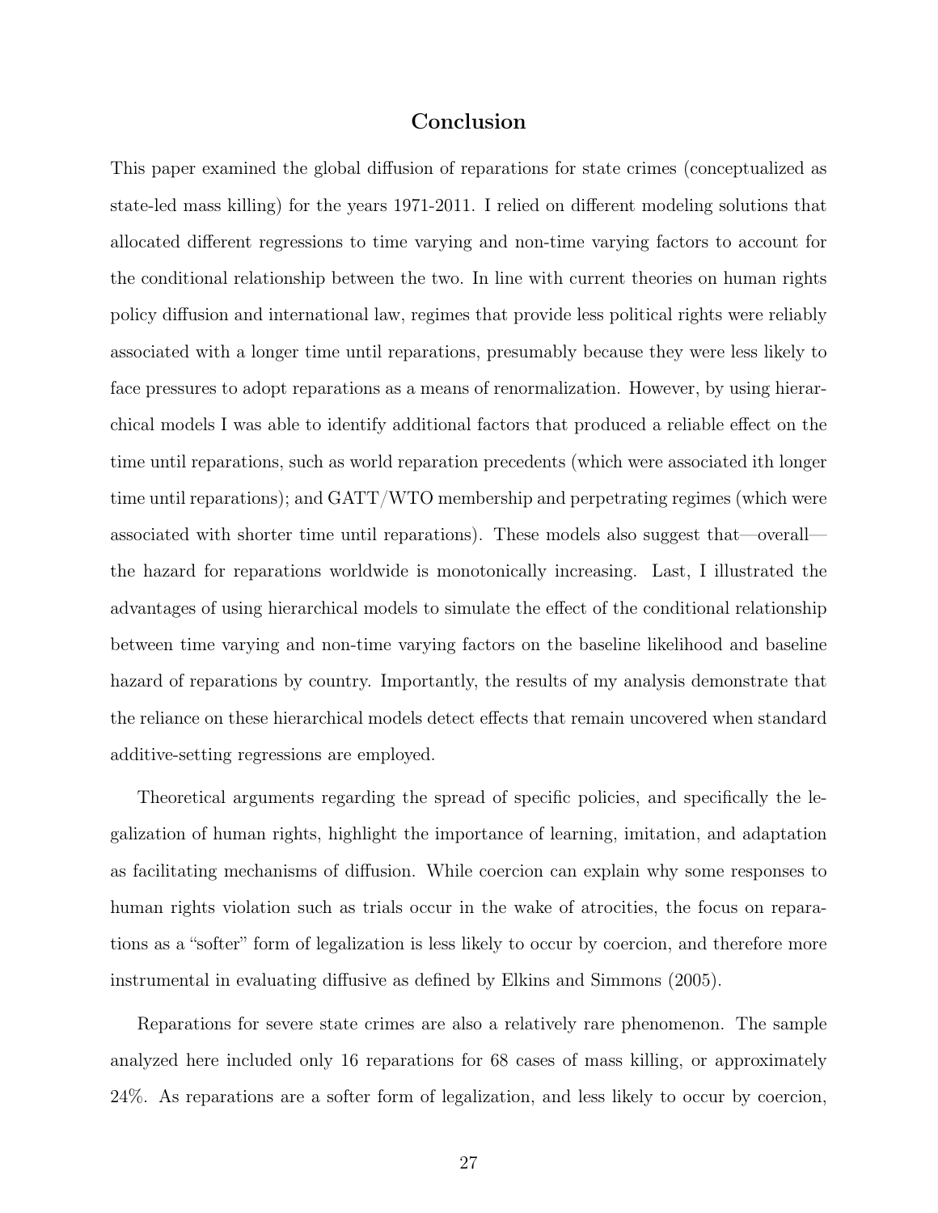## Conclusion

This paper examined the global diffusion of reparations for state crimes (conceptualized as state-led mass killing) for the years 1971-2011. I relied on different modeling solutions that allocated different regressions to time varying and non-time varying factors to account for the conditional relationship between the two. In line with current theories on human rights policy diffusion and international law, regimes that provide less political rights were reliably associated with a longer time until reparations, presumably because they were less likely to face pressures to adopt reparations as a means of renormalization. However, by using hierarchical models I was able to identify additional factors that produced a reliable effect on the time until reparations, such as world reparation precedents (which were associated ith longer time until reparations); and GATT/WTO membership and perpetrating regimes (which were associated with shorter time until reparations). These models also suggest that—overall—the hazard for reparations worldwide is monotonically increasing. Last, I illustrated the advantages of using hierarchical models to simulate the effect of the conditional relationship between time varying and non-time varying factors on the baseline likelihood and baseline hazard of reparations by country. Importantly, the results of my analysis demonstrate that the reliance on these hierarchical models detect effects that remain uncovered when standard additive-setting regressions are employed.

Theoretical arguments regarding the spread of specific policies, and specifically the legalization of human rights, highlight the importance of learning, imitation, and adaptation as facilitating mechanisms of diffusion. While coercion can explain why some responses to human rights violation such as trials occur in the wake of atrocities, the focus on reparations as a "softer" form of legalization is less likely to occur by coercion, and therefore more instrumental in evaluating diffusive as defined by Elkins and Simmons (2005).

Reparations for severe state crimes are also a relatively rare phenomenon. The sample analyzed here included only 16 reparations for 68 cases of mass killing, or approximately 24%. As reparations are a softer form of legalization, and less likely to occur by coercion,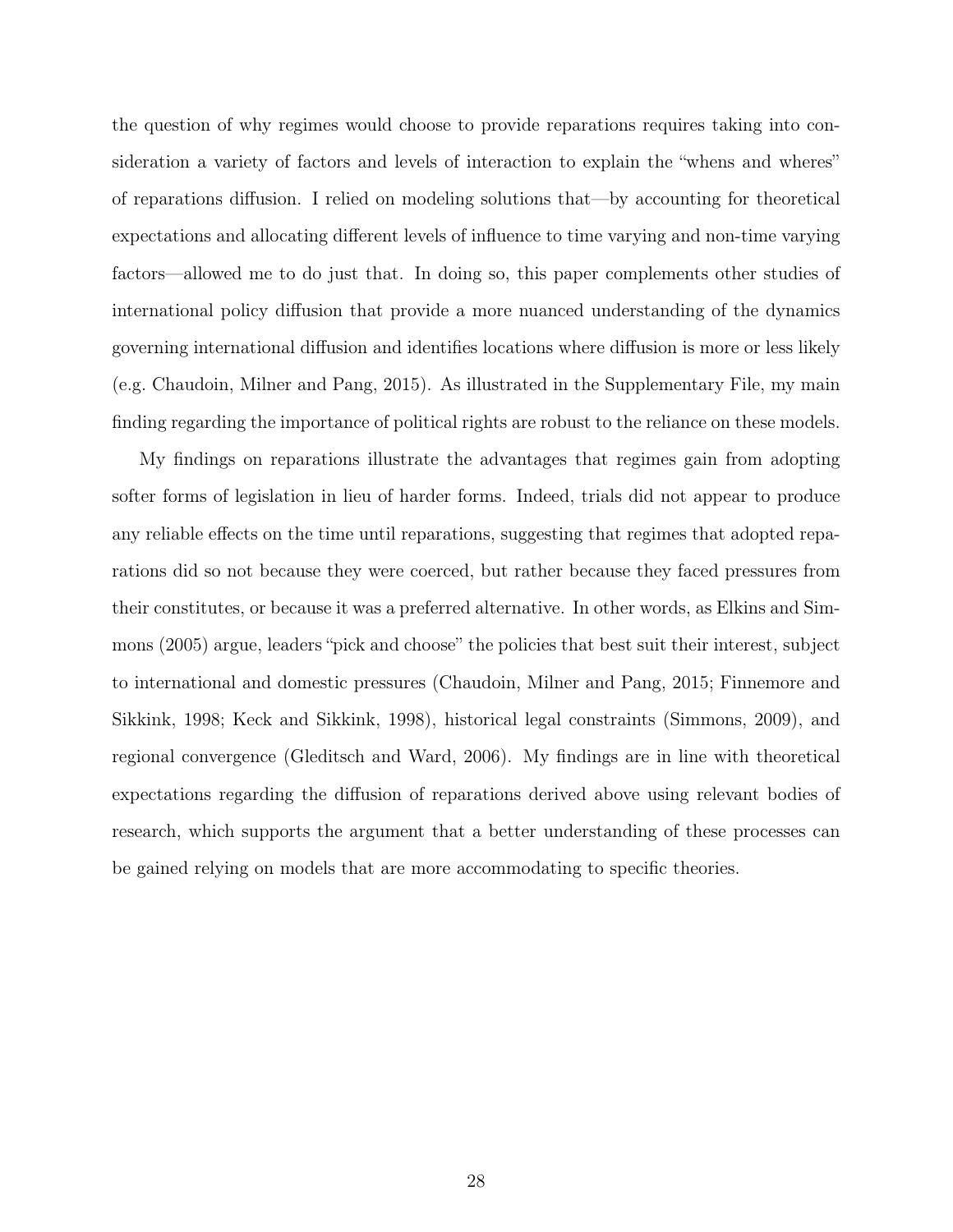the question of why regimes would choose to provide reparations requires taking into consideration a variety of factors and levels of interaction to explain the "whens and wheres" of reparations diffusion. I relied on modeling solutions that—by accounting for theoretical expectations and allocating different levels of influence to time varying and non-time varying factors—allowed me to do just that. In doing so, this paper complements other studies of international policy diffusion that provide a more nuanced understanding of the dynamics governing international diffusion and identifies locations where diffusion is more or less likely (e.g. Chaudoin, Milner and Pang, 2015). As illustrated in the Supplementary File, my main finding regarding the importance of political rights are robust to the reliance on these models.

My findings on reparations illustrate the advantages that regimes gain from adopting softer forms of legislation in lieu of harder forms. Indeed, trials did not appear to produce any reliable effects on the time until reparations, suggesting that regimes that adopted reparations did so not because they were coerced, but rather because they faced pressures from their constitutes, or because it was a preferred alternative. In other words, as Elkins and Simmons (2005) argue, leaders "pick and choose" the policies that best suit their interest, subject to international and domestic pressures (Chaudoin, Milner and Pang, 2015; Finnemore and Sikkink, 1998; Keck and Sikkink, 1998), historical legal constraints (Simmons, 2009), and regional convergence (Gleditsch and Ward, 2006). My findings are in line with theoretical expectations regarding the diffusion of reparations derived above using relevant bodies of research, which supports the argument that a better understanding of these processes can be gained relying on models that are more accommodating to specific theories.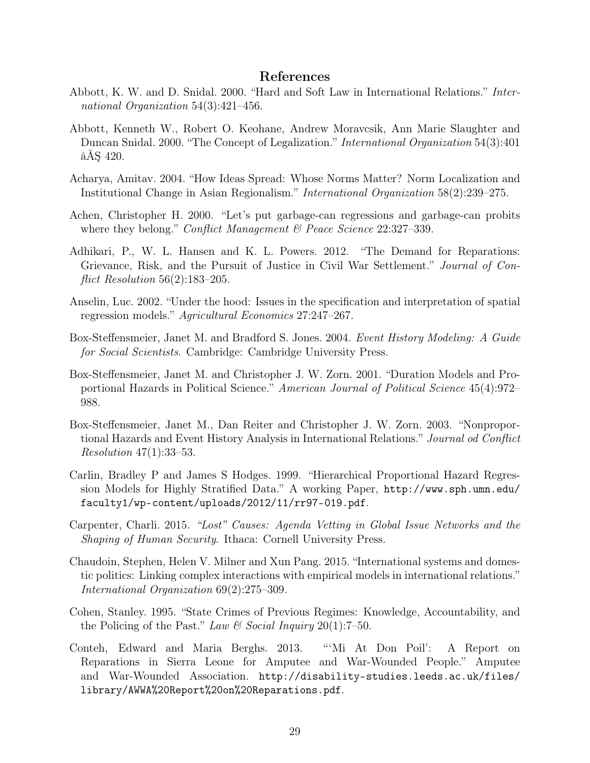## References

Abbott, K. W. and D. Snidal. 2000. "Hard and Soft Law in International Relations." *International Organization* 54(3):421–456.

Abbott, Kenneth W., Robert O. Keohane, Andrew Moravcsik, Ann Marie Slaughter and Duncan Snidal. 2000. "The Concept of Legalization." *International Organization* 54(3):401 âĂŞ 420.

Acharya, Amitav. 2004. "How Ideas Spread: Whose Norms Matter? Norm Localization and Institutional Change in Asian Regionalism." *International Organization* 58(2):239–275.

Achen, Christopher H. 2000. "Let's put garbage-can regressions and garbage-can probits where they belong." *Conflict Management & Peace Science* 22:327–339.

Adhikari, P., W. L. Hansen and K. L. Powers. 2012. "The Demand for Reparations: Grievance, Risk, and the Pursuit of Justice in Civil War Settlement." *Journal of Conflict Resolution* 56(2):183–205.

Anselin, Luc. 2002. "Under the hood: Issues in the specification and interpretation of spatial regression models." *Agricultural Economics* 27:247–267.

Box-Steffensmeier, Janet M. and Bradford S. Jones. 2004. *Event History Modeling: A Guide for Social Scientists*. Cambridge: Cambridge University Press.

Box-Steffensmeier, Janet M. and Christopher J. W. Zorn. 2001. "Duration Models and Proportional Hazards in Political Science." *American Journal of Political Science* 45(4):972–988.

Box-Steffensmeier, Janet M., Dan Reiter and Christopher J. W. Zorn. 2003. "Nonproportional Hazards and Event History Analysis in International Relations." *Journal od Conflict Resolution* 47(1):33–53.

Carlin, Bradley P and James S Hodges. 1999. "Hierarchical Proportional Hazard Regression Models for Highly Stratified Data." A working Paper, http://www.sph.umn.edu/faculty1/wp-content/uploads/2012/11/rr97-019.pdf.

Carpenter, Charli. 2015. *"Lost" Causes: Agenda Vetting in Global Issue Networks and the Shaping of Human Security*. Ithaca: Cornell University Press.

Chaudoin, Stephen, Helen V. Milner and Xun Pang. 2015. "International systems and domestic politics: Linking complex interactions with empirical models in international relations." *International Organization* 69(2):275–309.

Cohen, Stanley. 1995. "State Crimes of Previous Regimes: Knowledge, Accountability, and the Policing of the Past." *Law & Social Inquiry* 20(1):7–50.

Conteh, Edward and Maria Berghs. 2013. "'Mi At Don Poil': A Report on Reparations in Sierra Leone for Amputee and War-Wounded People." Amputee and War-Wounded Association. http://disability-studies.leeds.ac.uk/files/library/AWWA%20Report%20on%20Reparations.pdf.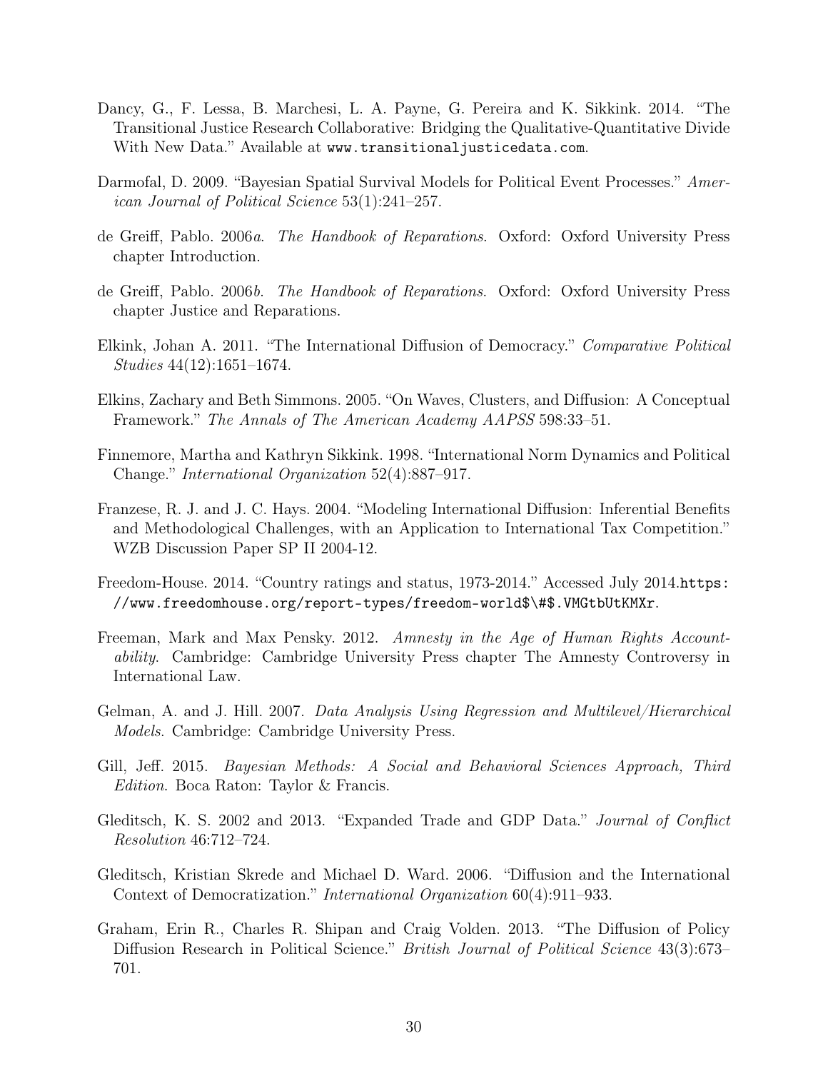Dancy, G., F. Lessa, B. Marchesi, L. A. Payne, G. Pereira and K. Sikkink. 2014. "The Transitional Justice Research Collaborative: Bridging the Qualitative-Quantitative Divide With New Data." Available at `www.transitionaljusticedata.com`.

Darmofal, D. 2009. "Bayesian Spatial Survival Models for Political Event Processes." *American Journal of Political Science* 53(1):241–257.

de Greiff, Pablo. 2006*a*. *The Handbook of Reparations*. Oxford: Oxford University Press chapter Introduction.

de Greiff, Pablo. 2006*b*. *The Handbook of Reparations*. Oxford: Oxford University Press chapter Justice and Reparations.

Elkink, Johan A. 2011. "The International Diffusion of Democracy." *Comparative Political Studies* 44(12):1651–1674.

Elkins, Zachary and Beth Simmons. 2005. "On Waves, Clusters, and Diffusion: A Conceptual Framework." *The Annals of The American Academy AAPSS* 598:33–51.

Finnemore, Martha and Kathryn Sikkink. 1998. "International Norm Dynamics and Political Change." *International Organization* 52(4):887–917.

Franzese, R. J. and J. C. Hays. 2004. "Modeling International Diffusion: Inferential Benefits and Methodological Challenges, with an Application to International Tax Competition." WZB Discussion Paper SP II 2004-12.

Freedom-House. 2014. "Country ratings and status, 1973-2014." Accessed July 2014.`https://www.freedomhouse.org/report-types/freedom-world$\#$.VMGtbUtKMXr`.

Freeman, Mark and Max Pensky. 2012. *Amnesty in the Age of Human Rights Accountability*. Cambridge: Cambridge University Press chapter The Amnesty Controversy in International Law.

Gelman, A. and J. Hill. 2007. *Data Analysis Using Regression and Multilevel/Hierarchical Models*. Cambridge: Cambridge University Press.

Gill, Jeff. 2015. *Bayesian Methods: A Social and Behavioral Sciences Approach, Third Edition*. Boca Raton: Taylor & Francis.

Gleditsch, K. S. 2002 and 2013. "Expanded Trade and GDP Data." *Journal of Conflict Resolution* 46:712–724.

Gleditsch, Kristian Skrede and Michael D. Ward. 2006. "Diffusion and the International Context of Democratization." *International Organization* 60(4):911–933.

Graham, Erin R., Charles R. Shipan and Craig Volden. 2013. "The Diffusion of Policy Diffusion Research in Political Science." *British Journal of Political Science* 43(3):673–701.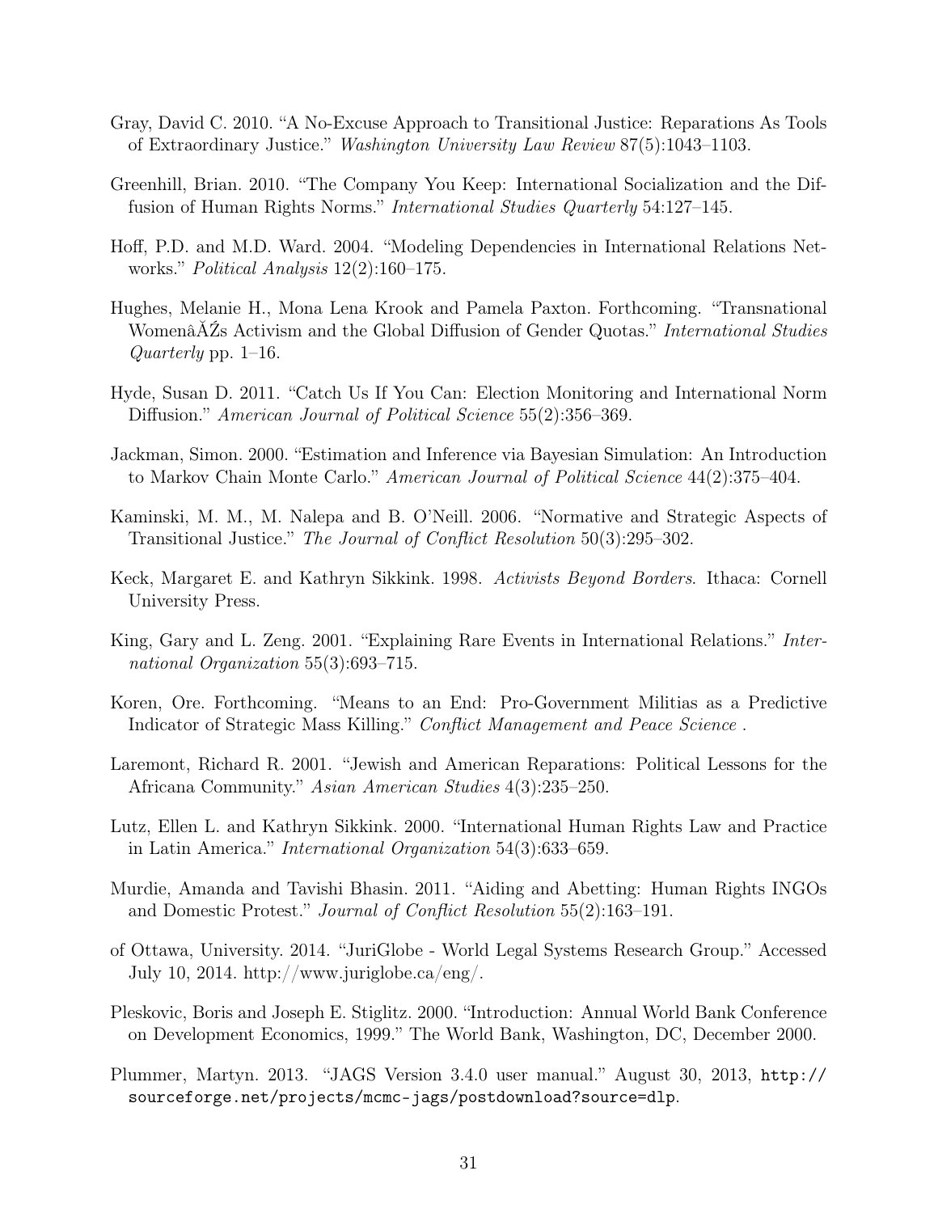Gray, David C. 2010. "A No-Excuse Approach to Transitional Justice: Reparations As Tools of Extraordinary Justice." *Washington University Law Review* 87(5):1043–1103.

Greenhill, Brian. 2010. "The Company You Keep: International Socialization and the Diffusion of Human Rights Norms." *International Studies Quarterly* 54:127–145.

Hoff, P.D. and M.D. Ward. 2004. "Modeling Dependencies in International Relations Networks." *Political Analysis* 12(2):160–175.

Hughes, Melanie H., Mona Lena Krook and Pamela Paxton. Forthcoming. "Transnational WomenâĂŹs Activism and the Global Diffusion of Gender Quotas." *International Studies Quarterly* pp. 1–16.

Hyde, Susan D. 2011. "Catch Us If You Can: Election Monitoring and International Norm Diffusion." *American Journal of Political Science* 55(2):356–369.

Jackman, Simon. 2000. "Estimation and Inference via Bayesian Simulation: An Introduction to Markov Chain Monte Carlo." *American Journal of Political Science* 44(2):375–404.

Kaminski, M. M., M. Nalepa and B. O'Neill. 2006. "Normative and Strategic Aspects of Transitional Justice." *The Journal of Conflict Resolution* 50(3):295–302.

Keck, Margaret E. and Kathryn Sikkink. 1998. *Activists Beyond Borders*. Ithaca: Cornell University Press.

King, Gary and L. Zeng. 2001. "Explaining Rare Events in International Relations." *International Organization* 55(3):693–715.

Koren, Ore. Forthcoming. "Means to an End: Pro-Government Militias as a Predictive Indicator of Strategic Mass Killing." *Conflict Management and Peace Science* .

Laremont, Richard R. 2001. "Jewish and American Reparations: Political Lessons for the Africana Community." *Asian American Studies* 4(3):235–250.

Lutz, Ellen L. and Kathryn Sikkink. 2000. "International Human Rights Law and Practice in Latin America." *International Organization* 54(3):633–659.

Murdie, Amanda and Tavishi Bhasin. 2011. "Aiding and Abetting: Human Rights INGOs and Domestic Protest." *Journal of Conflict Resolution* 55(2):163–191.

of Ottawa, University. 2014. "JuriGlobe - World Legal Systems Research Group." Accessed July 10, 2014. http://www.juriglobe.ca/eng/.

Pleskovic, Boris and Joseph E. Stiglitz. 2000. "Introduction: Annual World Bank Conference on Development Economics, 1999." The World Bank, Washington, DC, December 2000.

Plummer, Martyn. 2013. "JAGS Version 3.4.0 user manual." August 30, 2013, `http://sourceforge.net/projects/mcmc-jags/postdownload?source=dlp`.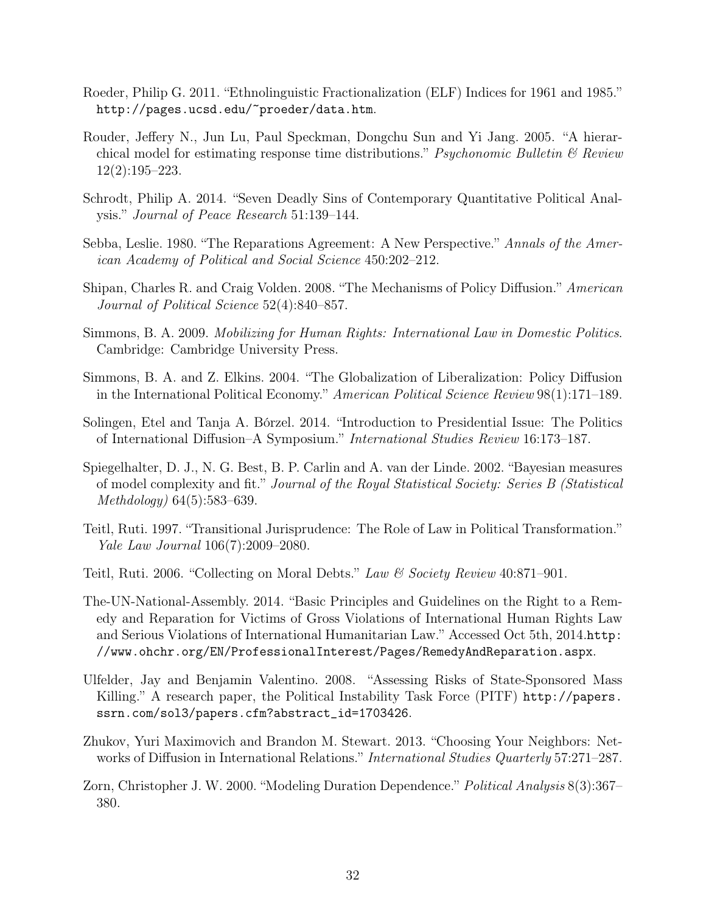Roeder, Philip G. 2011. "Ethnolinguistic Fractionalization (ELF) Indices for 1961 and 1985." http://pages.ucsd.edu/~proeder/data.htm.

Rouder, Jeffery N., Jun Lu, Paul Speckman, Dongchu Sun and Yi Jang. 2005. "A hierarchical model for estimating response time distributions." *Psychonomic Bulletin & Review* 12(2):195–223.

Schrodt, Philip A. 2014. "Seven Deadly Sins of Contemporary Quantitative Political Analysis." *Journal of Peace Research* 51:139–144.

Sebba, Leslie. 1980. "The Reparations Agreement: A New Perspective." *Annals of the American Academy of Political and Social Science* 450:202–212.

Shipan, Charles R. and Craig Volden. 2008. "The Mechanisms of Policy Diffusion." *American Journal of Political Science* 52(4):840–857.

Simmons, B. A. 2009. *Mobilizing for Human Rights: International Law in Domestic Politics*. Cambridge: Cambridge University Press.

Simmons, B. A. and Z. Elkins. 2004. "The Globalization of Liberalization: Policy Diffusion in the International Political Economy." *American Political Science Review* 98(1):171–189.

Solingen, Etel and Tanja A. Bórzel. 2014. "Introduction to Presidential Issue: The Politics of International Diffusion–A Symposium." *International Studies Review* 16:173–187.

Spiegelhalter, D. J., N. G. Best, B. P. Carlin and A. van der Linde. 2002. "Bayesian measures of model complexity and fit." *Journal of the Royal Statistical Society: Series B (Statistical Methdology)* 64(5):583–639.

Teitl, Ruti. 1997. "Transitional Jurisprudence: The Role of Law in Political Transformation." *Yale Law Journal* 106(7):2009–2080.

Teitl, Ruti. 2006. "Collecting on Moral Debts." *Law & Society Review* 40:871–901.

The-UN-National-Assembly. 2014. "Basic Principles and Guidelines on the Right to a Remedy and Reparation for Victims of Gross Violations of International Human Rights Law and Serious Violations of International Humanitarian Law." Accessed Oct 5th, 2014.http://www.ohchr.org/EN/ProfessionalInterest/Pages/RemedyAndReparation.aspx.

Ulfelder, Jay and Benjamin Valentino. 2008. "Assessing Risks of State-Sponsored Mass Killing." A research paper, the Political Instability Task Force (PITF) http://papers.ssrn.com/sol3/papers.cfm?abstract_id=1703426.

Zhukov, Yuri Maximovich and Brandon M. Stewart. 2013. "Choosing Your Neighbors: Networks of Diffusion in International Relations." *International Studies Quarterly* 57:271–287.

Zorn, Christopher J. W. 2000. "Modeling Duration Dependence." *Political Analysis* 8(3):367–380.